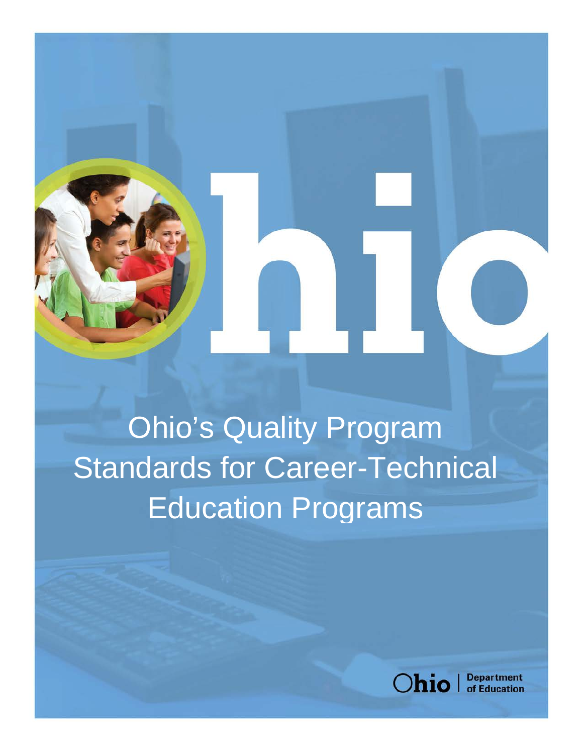# Ohio's Quality Program Standards for Career-Technical Education Programs

Ohio | Department of Education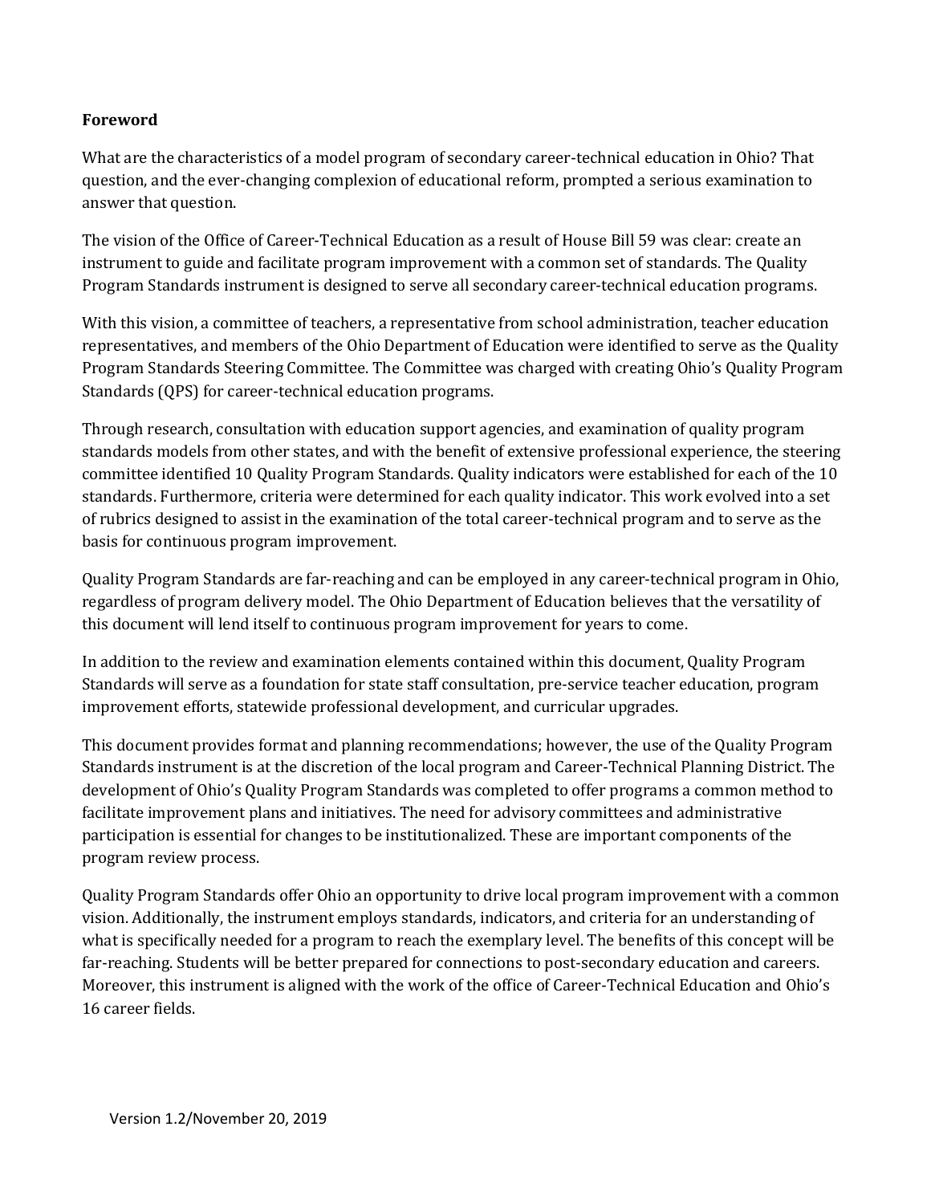**Foreword**

What are the characteristics of a model program of secondary career-technical education in Ohio? That question, and the ever-changing complexion of educational reform, prompted a serious examination to answer that question.

The vision of the Office of Career-Technical Education as a result of House Bill 59 was clear: create an instrument to guide and facilitate program improvement with a common set of standards. The Quality Program Standards instrument is designed to serve all secondary career-technical education programs.

With this vision, a committee of teachers, a representative from school administration, teacher education representatives, and members of the Ohio Department of Education were identified to serve as the Quality Program Standards Steering Committee. The Committee was charged with creating Ohio's Quality Program Standards (QPS) for career-technical education programs.

Through research, consultation with education support agencies, and examination of quality program standards models from other states, and with the benefit of extensive professional experience, the steering committee identified 10 Quality Program Standards. Quality indicators were established for each of the 10 standards. Furthermore, criteria were determined for each quality indicator. This work evolved into a set of rubrics designed to assist in the examination of the total career-technical program and to serve as the basis for continuous program improvement.

Quality Program Standards are far-reaching and can be employed in any career-technical program in Ohio, regardless of program delivery model. The Ohio Department of Education believes that the versatility of this document will lend itself to continuous program improvement for years to come.

In addition to the review and examination elements contained within this document, Quality Program Standards will serve as a foundation for state staff consultation, pre-service teacher education, program improvement efforts, statewide professional development, and curricular upgrades.

This document provides format and planning recommendations; however, the use of the Quality Program Standards instrument is at the discretion of the local program and Career-Technical Planning District. The development of Ohio's Quality Program Standards was completed to offer programs a common method to facilitate improvement plans and initiatives. The need for advisory committees and administrative participation is essential for changes to be institutionalized. These are important components of the program review process.

Quality Program Standards offer Ohio an opportunity to drive local program improvement with a common vision. Additionally, the instrument employs standards, indicators, and criteria for an understanding of what is specifically needed for a program to reach the exemplary level. The benefits of this concept will be far-reaching. Students will be better prepared for connections to post-secondary education and careers. Moreover, this instrument is aligned with the work of the office of Career-Technical Education and Ohio's 16 career fields.

Version 1.2/November 20, 2019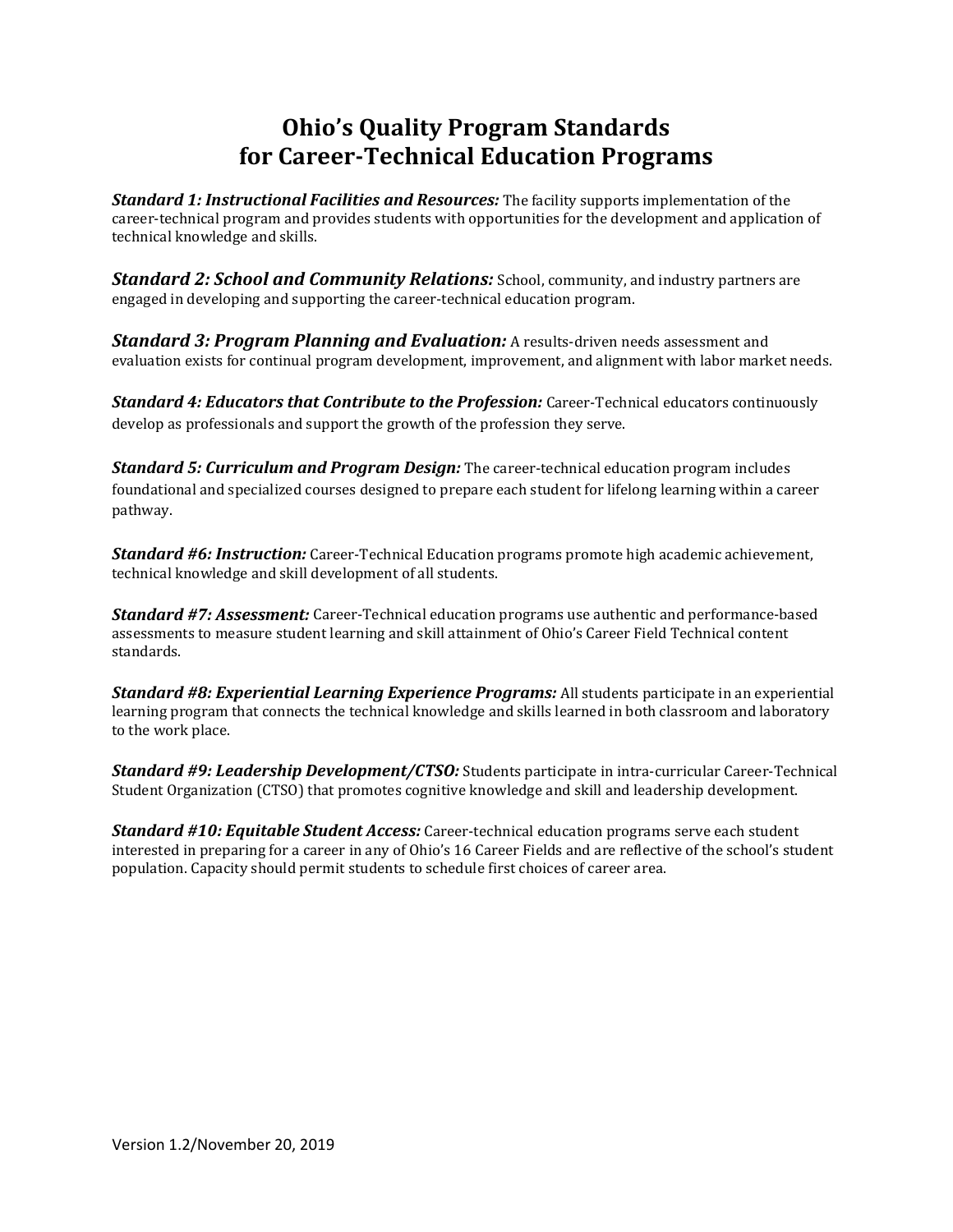# Ohio's Quality Program Standards for Career-Technical Education Programs

***Standard 1: Instructional Facilities and Resources:*** The facility supports implementation of the career-technical program and provides students with opportunities for the development and application of technical knowledge and skills.

***Standard 2: School and Community Relations:*** School, community, and industry partners are engaged in developing and supporting the career-technical education program.

***Standard 3: Program Planning and Evaluation:*** A results-driven needs assessment and evaluation exists for continual program development, improvement, and alignment with labor market needs.

***Standard 4: Educators that Contribute to the Profession:*** Career-Technical educators continuously develop as professionals and support the growth of the profession they serve.

***Standard 5: Curriculum and Program Design:*** The career-technical education program includes foundational and specialized courses designed to prepare each student for lifelong learning within a career pathway.

***Standard #6: Instruction:*** Career-Technical Education programs promote high academic achievement, technical knowledge and skill development of all students.

***Standard #7: Assessment:*** Career-Technical education programs use authentic and performance-based assessments to measure student learning and skill attainment of Ohio's Career Field Technical content standards.

***Standard #8: Experiential Learning Experience Programs:*** All students participate in an experiential learning program that connects the technical knowledge and skills learned in both classroom and laboratory to the work place.

***Standard #9: Leadership Development/CTSO:*** Students participate in intra-curricular Career-Technical Student Organization (CTSO) that promotes cognitive knowledge and skill and leadership development.

***Standard #10: Equitable Student Access:*** Career-technical education programs serve each student interested in preparing for a career in any of Ohio's 16 Career Fields and are reflective of the school's student population. Capacity should permit students to schedule first choices of career area.

Version 1.2/November 20, 2019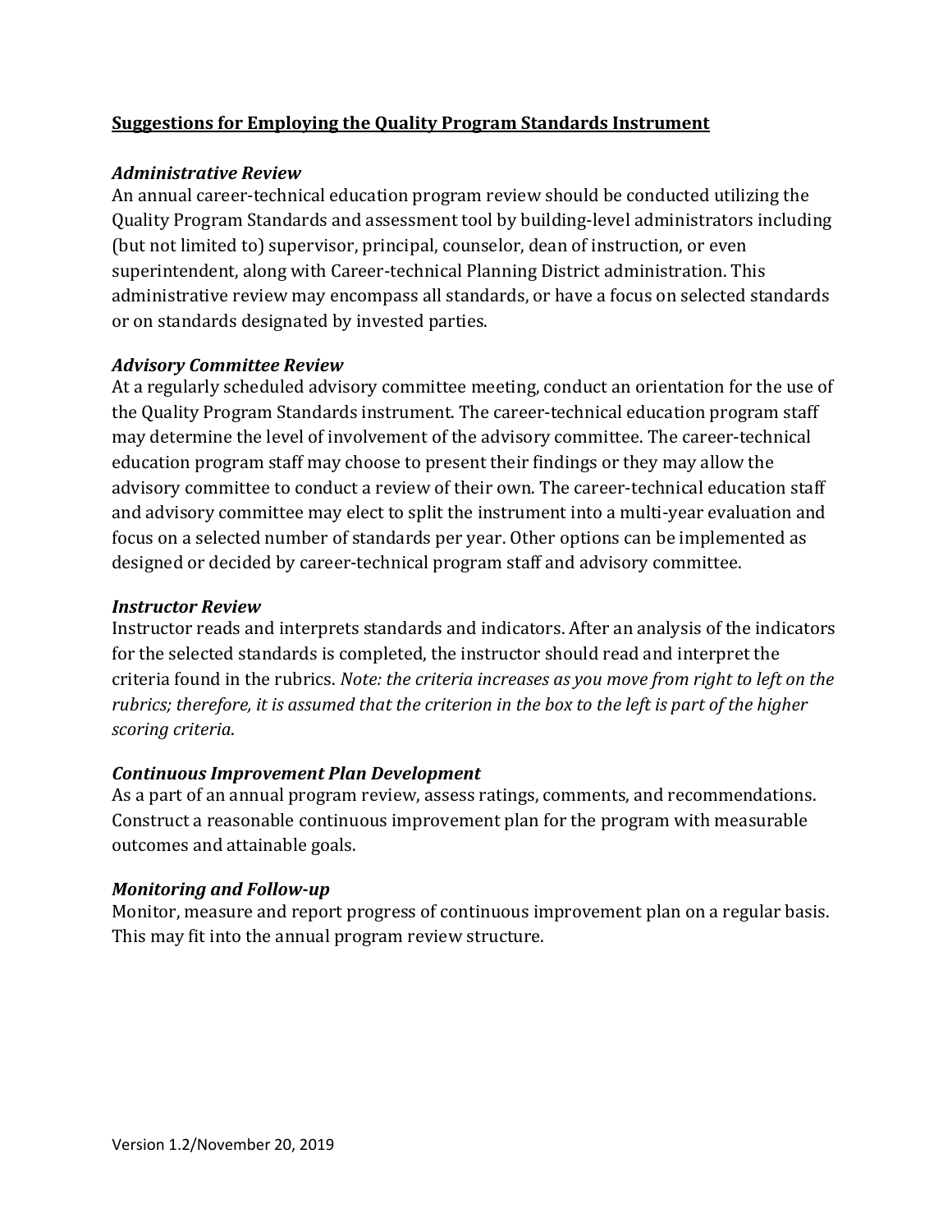## Suggestions for Employing the Quality Program Standards Instrument

### *Administrative Review*

An annual career-technical education program review should be conducted utilizing the Quality Program Standards and assessment tool by building-level administrators including (but not limited to) supervisor, principal, counselor, dean of instruction, or even superintendent, along with Career-technical Planning District administration. This administrative review may encompass all standards, or have a focus on selected standards or on standards designated by invested parties.

### *Advisory Committee Review*

At a regularly scheduled advisory committee meeting, conduct an orientation for the use of the Quality Program Standards instrument. The career-technical education program staff may determine the level of involvement of the advisory committee. The career-technical education program staff may choose to present their findings or they may allow the advisory committee to conduct a review of their own. The career-technical education staff and advisory committee may elect to split the instrument into a multi-year evaluation and focus on a selected number of standards per year. Other options can be implemented as designed or decided by career-technical program staff and advisory committee.

### *Instructor Review*

Instructor reads and interprets standards and indicators. After an analysis of the indicators for the selected standards is completed, the instructor should read and interpret the criteria found in the rubrics. *Note: the criteria increases as you move from right to left on the rubrics; therefore, it is assumed that the criterion in the box to the left is part of the higher scoring criteria*.

### *Continuous Improvement Plan Development*

As a part of an annual program review, assess ratings, comments, and recommendations. Construct a reasonable continuous improvement plan for the program with measurable outcomes and attainable goals.

### *Monitoring and Follow-up*

Monitor, measure and report progress of continuous improvement plan on a regular basis. This may fit into the annual program review structure.

Version 1.2/November 20, 2019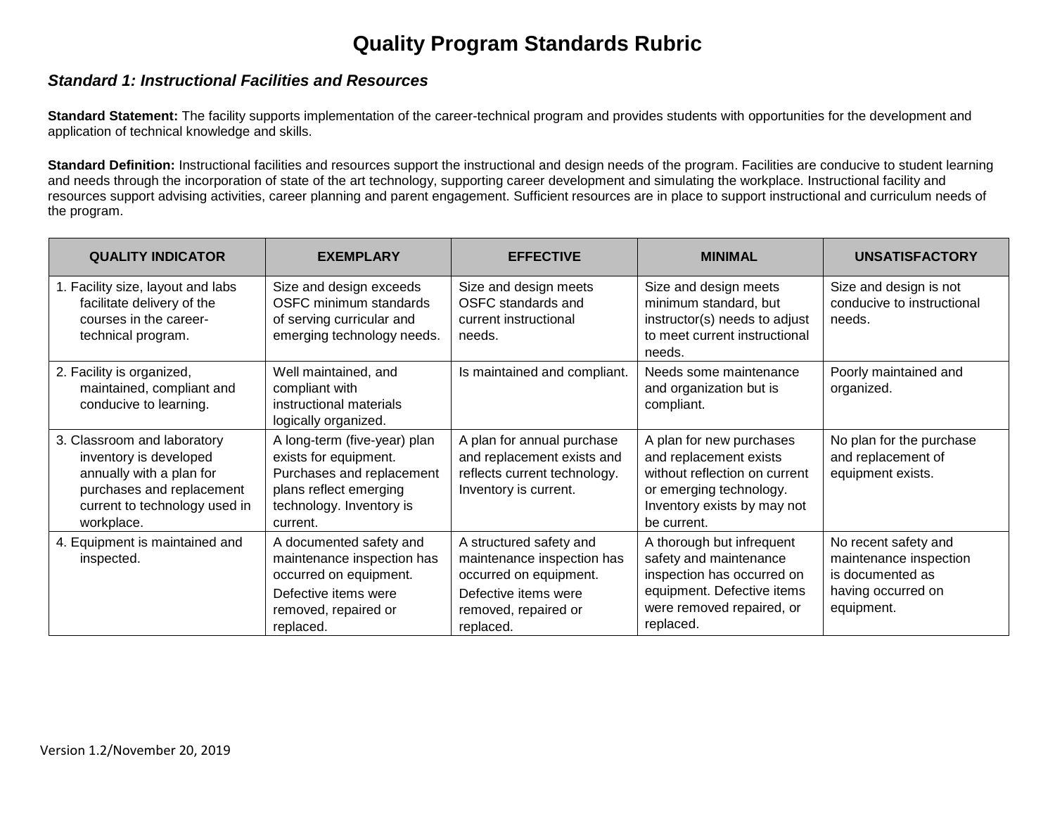# Quality Program Standards Rubric

### *Standard 1: Instructional Facilities and Resources*

**Standard Statement:** The facility supports implementation of the career-technical program and provides students with opportunities for the development and application of technical knowledge and skills.

**Standard Definition:** Instructional facilities and resources support the instructional and design needs of the program. Facilities are conducive to student learning and needs through the incorporation of state of the art technology, supporting career development and simulating the workplace. Instructional facility and resources support advising activities, career planning and parent engagement. Sufficient resources are in place to support instructional and curriculum needs of the program.

| QUALITY INDICATOR | EXEMPLARY | EFFECTIVE | MINIMAL | UNSATISFACTORY |
|---|---|---|---|---|
| 1. Facility size, layout and labs facilitate delivery of the courses in the career-technical program. | Size and design exceeds OSFC minimum standards of serving curricular and emerging technology needs. | Size and design meets OSFC standards and current instructional needs. | Size and design meets minimum standard, but instructor(s) needs to adjust to meet current instructional needs. | Size and design is not conducive to instructional needs. |
| 2. Facility is organized, maintained, compliant and conducive to learning. | Well maintained, and compliant with instructional materials logically organized. | Is maintained and compliant. | Needs some maintenance and organization but is compliant. | Poorly maintained and organized. |
| 3. Classroom and laboratory inventory is developed annually with a plan for purchases and replacement current to technology used in workplace. | A long-term (five-year) plan exists for equipment. Purchases and replacement plans reflect emerging technology. Inventory is current. | A plan for annual purchase and replacement exists and reflects current technology. Inventory is current. | A plan for new purchases and replacement exists without reflection on current or emerging technology. Inventory exists by may not be current. | No plan for the purchase and replacement of equipment exists. |
| 4. Equipment is maintained and inspected. | A documented safety and maintenance inspection has occurred on equipment. Defective items were removed, repaired or replaced. | A structured safety and maintenance inspection has occurred on equipment. Defective items were removed, repaired or replaced. | A thorough but infrequent safety and maintenance inspection has occurred on equipment. Defective items were removed repaired, or replaced. | No recent safety and maintenance inspection is documented as having occurred on equipment. |

Version 1.2/November 20, 2019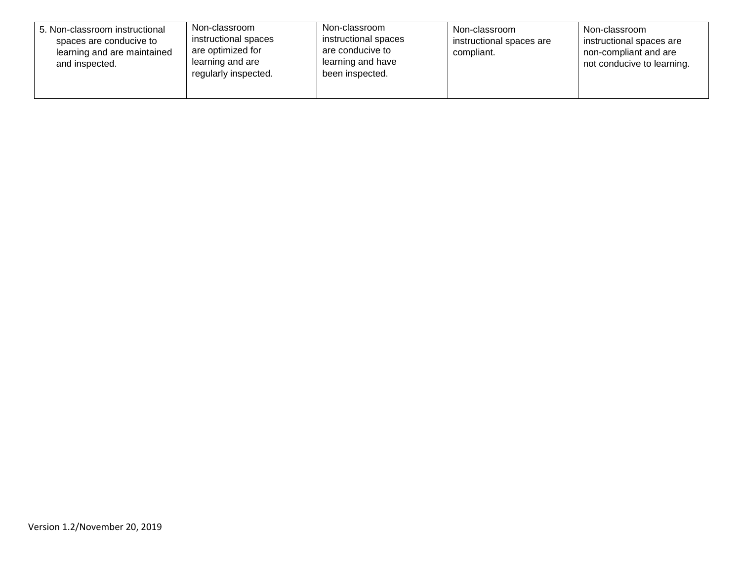| | | | | |
|---|---|---|---|---|
| 5. Non-classroom instructional spaces are conducive to learning and are maintained and inspected. | Non-classroom instructional spaces are optimized for learning and are regularly inspected. | Non-classroom instructional spaces are conducive to learning and have been inspected. | Non-classroom instructional spaces are compliant. | Non-classroom instructional spaces are non-compliant and are not conducive to learning. |

Version 1.2/November 20, 2019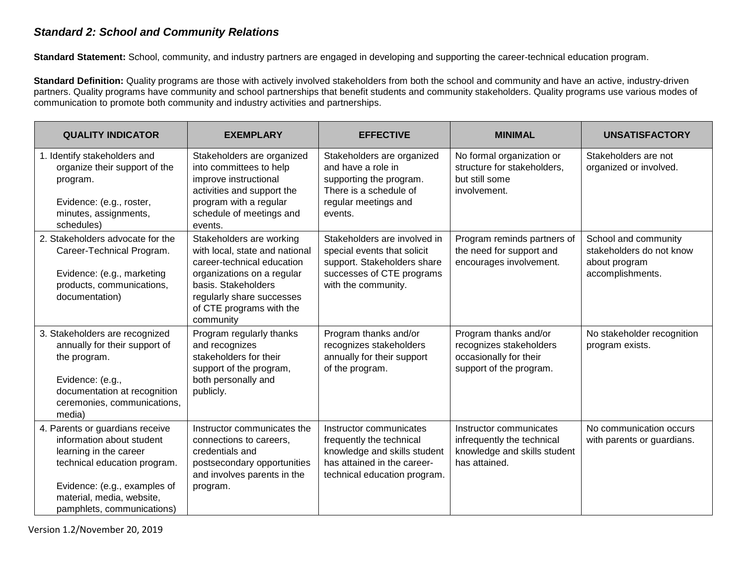### *Standard 2: School and Community Relations*

**Standard Statement:** School, community, and industry partners are engaged in developing and supporting the career-technical education program.

**Standard Definition:** Quality programs are those with actively involved stakeholders from both the school and community and have an active, industry-driven partners. Quality programs have community and school partnerships that benefit students and community stakeholders. Quality programs use various modes of communication to promote both community and industry activities and partnerships.

| QUALITY INDICATOR | EXEMPLARY | EFFECTIVE | MINIMAL | UNSATISFACTORY |
|---|---|---|---|---|
| 1. Identify stakeholders and organize their support of the program.<br><br>Evidence: (e.g., roster, minutes, assignments, schedules) | Stakeholders are organized into committees to help improve instructional activities and support the program with a regular schedule of meetings and events. | Stakeholders are organized and have a role in supporting the program. There is a schedule of regular meetings and events. | No formal organization or structure for stakeholders, but still some involvement. | Stakeholders are not organized or involved. |
| 2. Stakeholders advocate for the Career-Technical Program.<br><br>Evidence: (e.g., marketing products, communications, documentation) | Stakeholders are working with local, state and national career-technical education organizations on a regular basis. Stakeholders regularly share successes of CTE programs with the community | Stakeholders are involved in special events that solicit support. Stakeholders share successes of CTE programs with the community. | Program reminds partners of the need for support and encourages involvement. | School and community stakeholders do not know about program accomplishments. |
| 3. Stakeholders are recognized annually for their support of the program.<br><br>Evidence: (e.g., documentation at recognition ceremonies, communications, media) | Program regularly thanks and recognizes stakeholders for their support of the program, both personally and publicly. | Program thanks and/or recognizes stakeholders annually for their support of the program. | Program thanks and/or recognizes stakeholders occasionally for their support of the program. | No stakeholder recognition program exists. |
| 4. Parents or guardians receive information about student learning in the career technical education program.<br><br>Evidence: (e.g., examples of material, media, website, pamphlets, communications) | Instructor communicates the connections to careers, credentials and postsecondary opportunities and involves parents in the program. | Instructor communicates frequently the technical knowledge and skills student has attained in the career-technical education program. | Instructor communicates infrequently the technical knowledge and skills student has attained. | No communication occurs with parents or guardians. |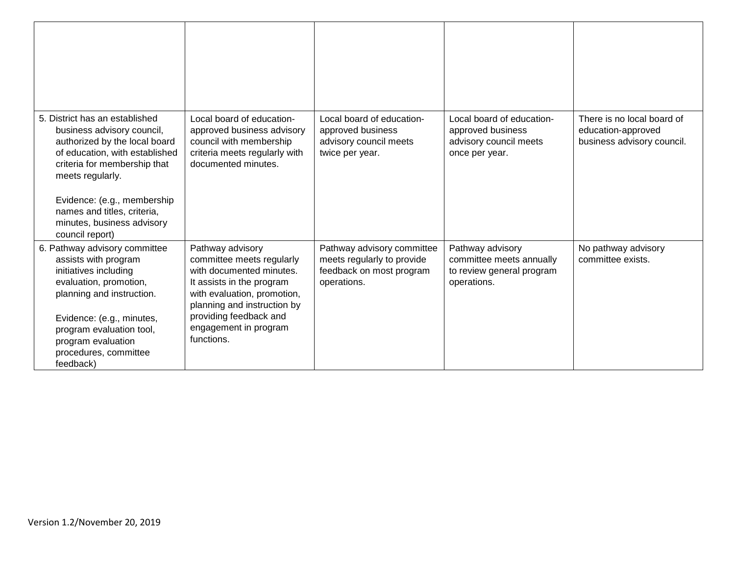| | | | | |
|---|---|---|---|---|
| | | | | |
| 5. District has an established business advisory council, authorized by the local board of education, with established criteria for membership that meets regularly.<br><br>Evidence: (e.g., membership names and titles, criteria, minutes, business advisory council report) | Local board of education-approved business advisory council with membership criteria meets regularly with documented minutes. | Local board of education-approved business advisory council meets twice per year. | Local board of education-approved business advisory council meets once per year. | There is no local board of education-approved business advisory council. |
| 6. Pathway advisory committee assists with program initiatives including evaluation, promotion, planning and instruction.<br><br>Evidence: (e.g., minutes, program evaluation tool, program evaluation procedures, committee feedback) | Pathway advisory committee meets regularly with documented minutes. It assists in the program with evaluation, promotion, planning and instruction by providing feedback and engagement in program functions. | Pathway advisory committee meets regularly to provide feedback on most program operations. | Pathway advisory committee meets annually to review general program operations. | No pathway advisory committee exists. |

Version 1.2/November 20, 2019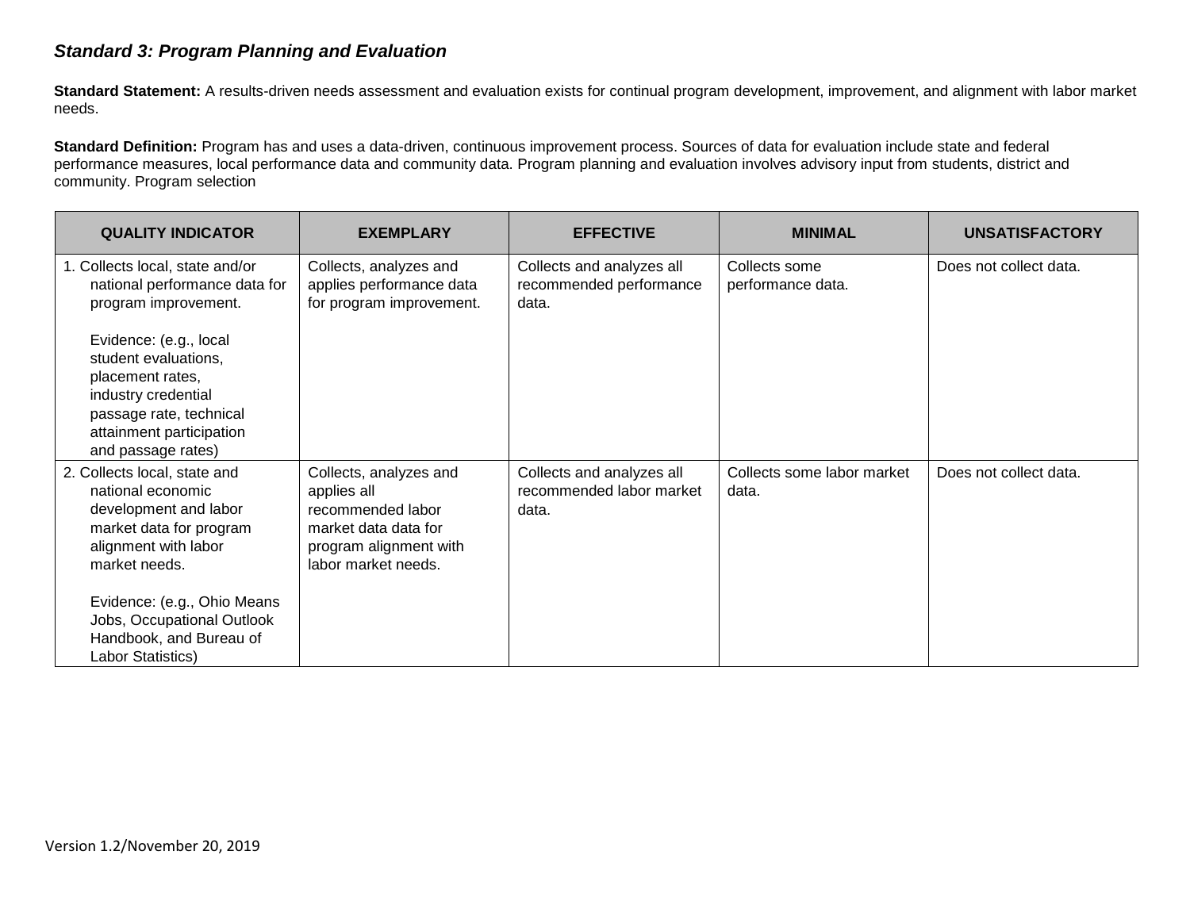### *Standard 3: Program Planning and Evaluation*

**Standard Statement:** A results-driven needs assessment and evaluation exists for continual program development, improvement, and alignment with labor market needs.

**Standard Definition:** Program has and uses a data-driven, continuous improvement process. Sources of data for evaluation include state and federal performance measures, local performance data and community data. Program planning and evaluation involves advisory input from students, district and community. Program selection

| QUALITY INDICATOR | EXEMPLARY | EFFECTIVE | MINIMAL | UNSATISFACTORY |
|---|---|---|---|---|
| 1. Collects local, state and/or national performance data for program improvement.<br><br>Evidence: (e.g., local student evaluations, placement rates, industry credential passage rate, technical attainment participation and passage rates) | Collects, analyzes and applies performance data for program improvement. | Collects and analyzes all recommended performance data. | Collects some performance data. | Does not collect data. |
| 2. Collects local, state and national economic development and labor market data for program alignment with labor market needs.<br><br>Evidence: (e.g., Ohio Means Jobs, Occupational Outlook Handbook, and Bureau of Labor Statistics) | Collects, analyzes and applies all recommended labor market data data for program alignment with labor market needs. | Collects and analyzes all recommended labor market data. | Collects some labor market data. | Does not collect data. |

Version 1.2/November 20, 2019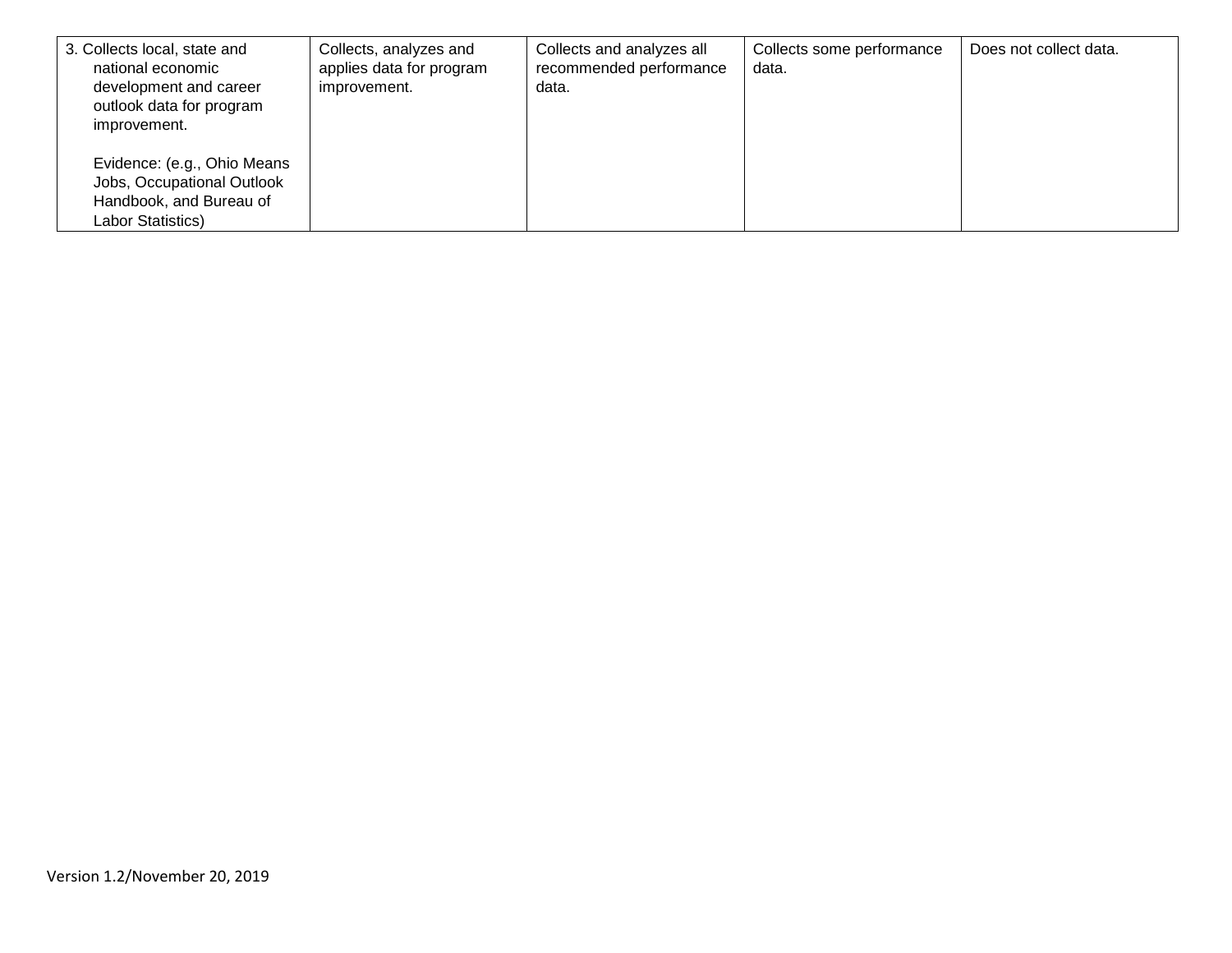| 3. Collects local, state and national economic development and career outlook data for program improvement.<br><br>Evidence: (e.g., Ohio Means Jobs, Occupational Outlook Handbook, and Bureau of Labor Statistics) | Collects, analyzes and applies data for program improvement. | Collects and analyzes all recommended performance data. | Collects some performance data. | Does not collect data. |
|---|---|---|---|---|

Version 1.2/November 20, 2019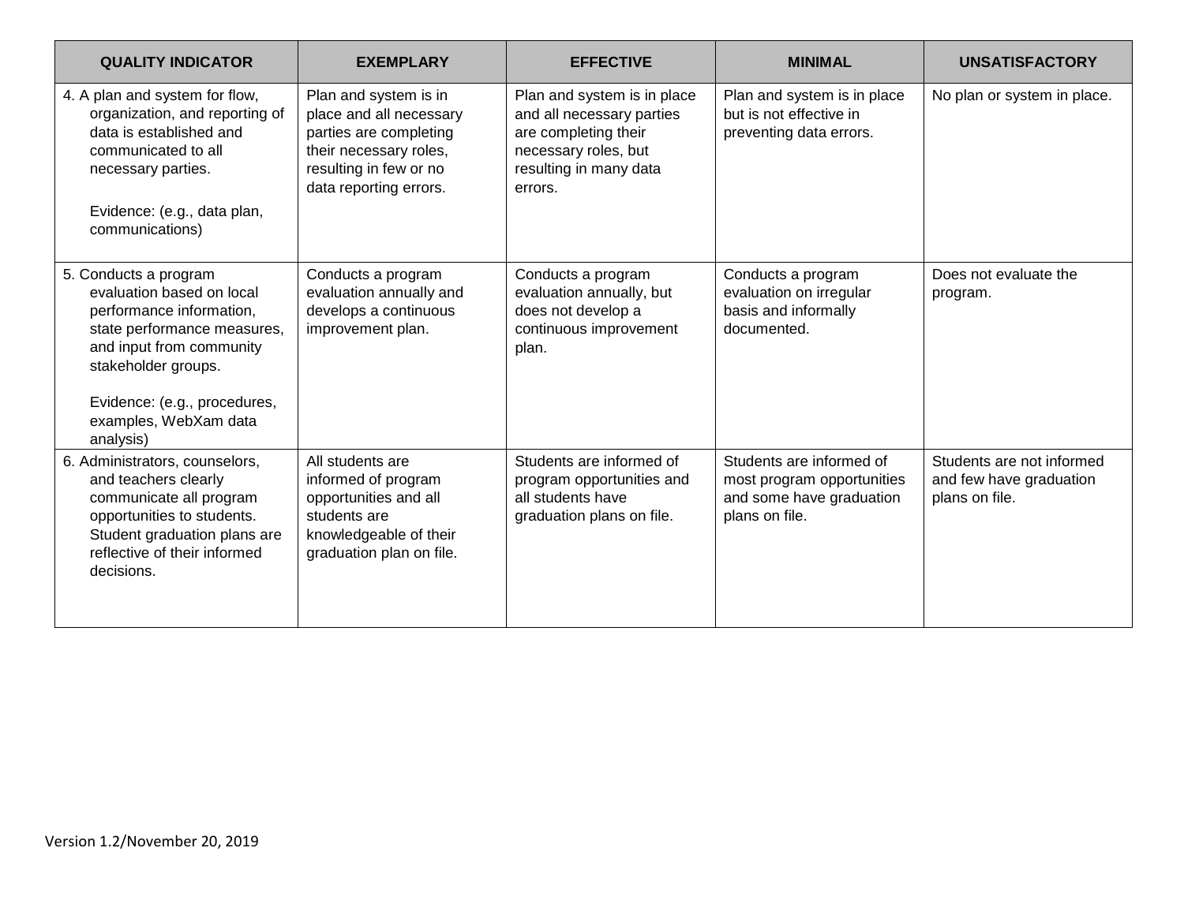| QUALITY INDICATOR | EXEMPLARY | EFFECTIVE | MINIMAL | UNSATISFACTORY |
|---|---|---|---|---|
| 4. A plan and system for flow, organization, and reporting of data is established and communicated to all necessary parties.<br><br>Evidence: (e.g., data plan, communications) | Plan and system is in place and all necessary parties are completing their necessary roles, resulting in few or no data reporting errors. | Plan and system is in place and all necessary parties are completing their necessary roles, but resulting in many data errors. | Plan and system is in place but is not effective in preventing data errors. | No plan or system in place. |
| 5. Conducts a program evaluation based on local performance information, state performance measures, and input from community stakeholder groups.<br><br>Evidence: (e.g., procedures, examples, WebXam data analysis) | Conducts a program evaluation annually and develops a continuous improvement plan. | Conducts a program evaluation annually, but does not develop a continuous improvement plan. | Conducts a program evaluation on irregular basis and informally documented. | Does not evaluate the program. |
| 6. Administrators, counselors, and teachers clearly communicate all program opportunities to students. Student graduation plans are reflective of their informed decisions. | All students are informed of program opportunities and all students are knowledgeable of their graduation plan on file. | Students are informed of program opportunities and all students have graduation plans on file. | Students are informed of most program opportunities and some have graduation plans on file. | Students are not informed and few have graduation plans on file. |

Version 1.2/November 20, 2019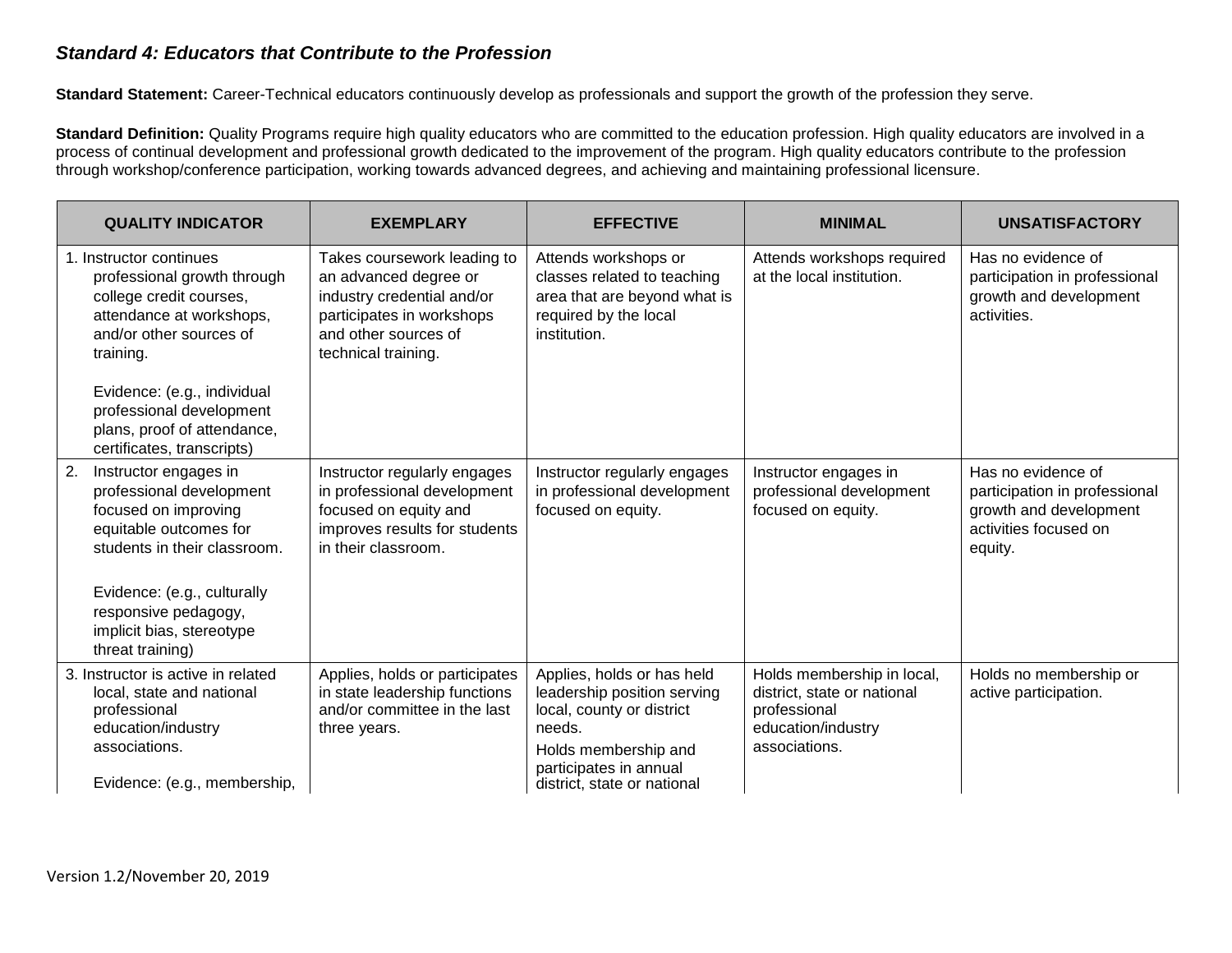### *Standard 4: Educators that Contribute to the Profession*

**Standard Statement:** Career-Technical educators continuously develop as professionals and support the growth of the profession they serve.

**Standard Definition:** Quality Programs require high quality educators who are committed to the education profession. High quality educators are involved in a process of continual development and professional growth dedicated to the improvement of the program. High quality educators contribute to the profession through workshop/conference participation, working towards advanced degrees, and achieving and maintaining professional licensure.

| QUALITY INDICATOR | EXEMPLARY | EFFECTIVE | MINIMAL | UNSATISFACTORY |
|---|---|---|---|---|
| 1. Instructor continues professional growth through college credit courses, attendance at workshops, and/or other sources of training.<br><br>Evidence: (e.g., individual professional development plans, proof of attendance, certificates, transcripts) | Takes coursework leading to an advanced degree or industry credential and/or participates in workshops and other sources of technical training. | Attends workshops or classes related to teaching area that are beyond what is required by the local institution. | Attends workshops required at the local institution. | Has no evidence of participation in professional growth and development activities. |
| 2. Instructor engages in professional development focused on improving equitable outcomes for students in their classroom.<br><br>Evidence: (e.g., culturally responsive pedagogy, implicit bias, stereotype threat training) | Instructor regularly engages in professional development focused on equity and improves results for students in their classroom. | Instructor regularly engages in professional development focused on equity. | Instructor engages in professional development focused on equity. | Has no evidence of participation in professional growth and development activities focused on equity. |
| 3. Instructor is active in related local, state and national professional education/industry associations.<br><br>Evidence: (e.g., membership, | Applies, holds or participates in state leadership functions and/or committee in the last three years. | Applies, holds or has held leadership position serving local, county or district needs.<br><br>Holds membership and participates in annual district, state or national | Holds membership in local, district, state or national professional education/industry associations. | Holds no membership or active participation. |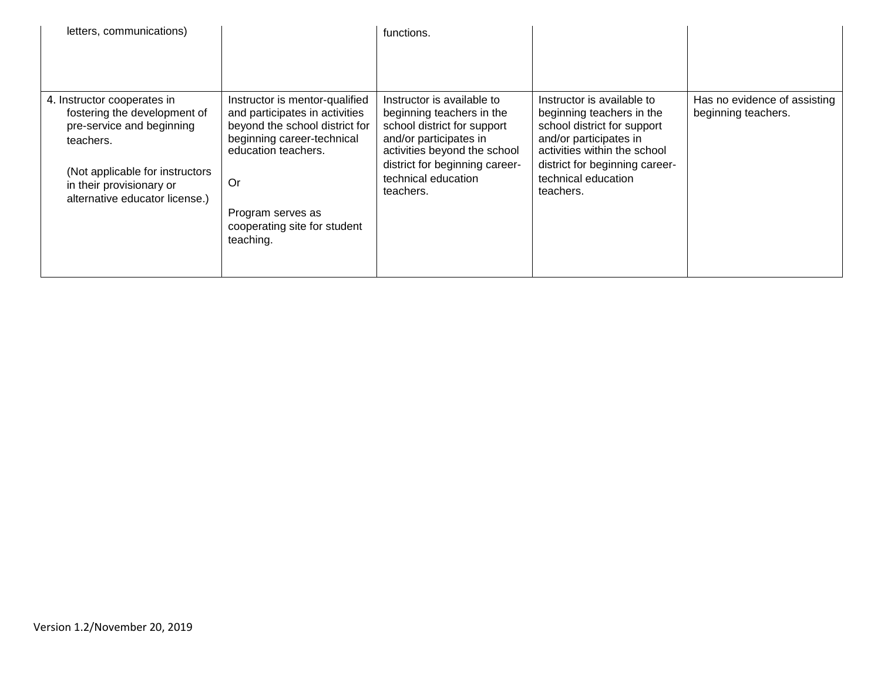| | | | | |
|---|---|---|---|---|
| letters, communications) | | functions. | | |
| 4. Instructor cooperates in fostering the development of pre-service and beginning teachers.<br><br>(Not applicable for instructors in their provisionary or alternative educator license.) | Instructor is mentor-qualified and participates in activities beyond the school district for beginning career-technical education teachers.<br><br>Or<br><br>Program serves as cooperating site for student teaching. | Instructor is available to beginning teachers in the school district for support and/or participates in activities beyond the school district for beginning career-technical education teachers. | Instructor is available to beginning teachers in the school district for support and/or participates in activities within the school district for beginning career-technical education teachers. | Has no evidence of assisting beginning teachers. |

Version 1.2/November 20, 2019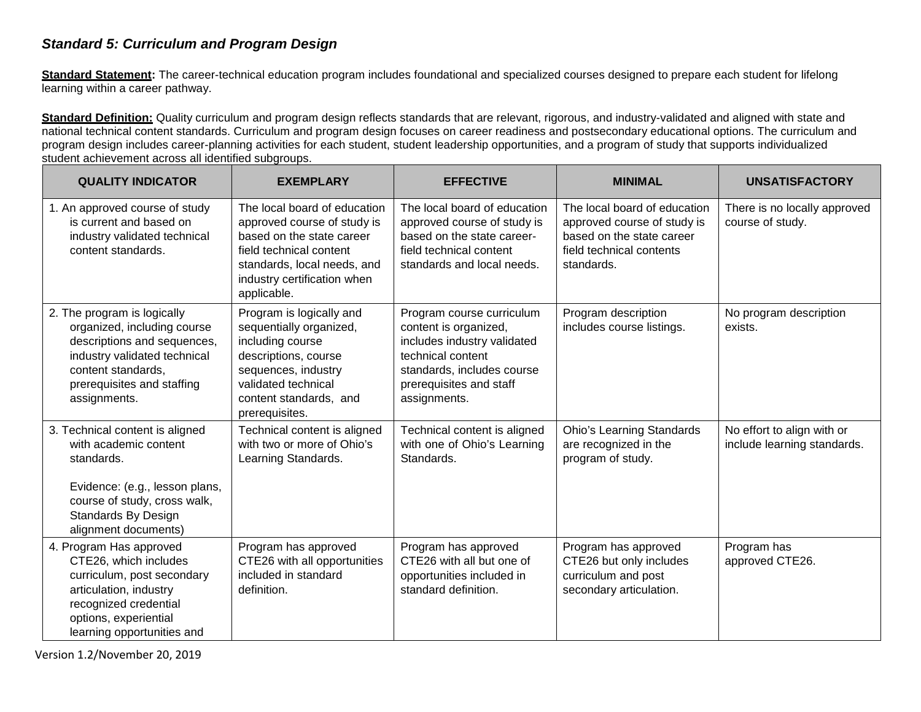### *Standard 5: Curriculum and Program Design*

**Standard Statement:** The career-technical education program includes foundational and specialized courses designed to prepare each student for lifelong learning within a career pathway.

**Standard Definition:** Quality curriculum and program design reflects standards that are relevant, rigorous, and industry-validated and aligned with state and national technical content standards. Curriculum and program design focuses on career readiness and postsecondary educational options. The curriculum and program design includes career-planning activities for each student, student leadership opportunities, and a program of study that supports individualized student achievement across all identified subgroups.

| QUALITY INDICATOR | EXEMPLARY | EFFECTIVE | MINIMAL | UNSATISFACTORY |
|---|---|---|---|---|
| 1. An approved course of study is current and based on industry validated technical content standards. | The local board of education approved course of study is based on the state career field technical content standards, local needs, and industry certification when applicable. | The local board of education approved course of study is based on the state career-field technical content standards and local needs. | The local board of education approved course of study is based on the state career field technical contents standards. | There is no locally approved course of study. |
| 2. The program is logically organized, including course descriptions and sequences, industry validated technical content standards, prerequisites and staffing assignments. | Program is logically and sequentially organized, including course descriptions, course sequences, industry validated technical content standards, and prerequisites. | Program course curriculum content is organized, includes industry validated technical content standards, includes course prerequisites and staff assignments. | Program description includes course listings. | No program description exists. |
| 3. Technical content is aligned with academic content standards.<br><br>Evidence: (e.g., lesson plans, course of study, cross walk, Standards By Design alignment documents) | Technical content is aligned with two or more of Ohio's Learning Standards. | Technical content is aligned with one of Ohio's Learning Standards. | Ohio's Learning Standards are recognized in the program of study. | No effort to align with or include learning standards. |
| 4. Program Has approved CTE26, which includes curriculum, post secondary articulation, industry recognized credential options, experiential learning opportunities and | Program has approved CTE26 with all opportunities included in standard definition. | Program has approved CTE26 with all but one of opportunities included in standard definition. | Program has approved CTE26 but only includes curriculum and post secondary articulation. | Program has approved CTE26. |

Version 1.2/November 20, 2019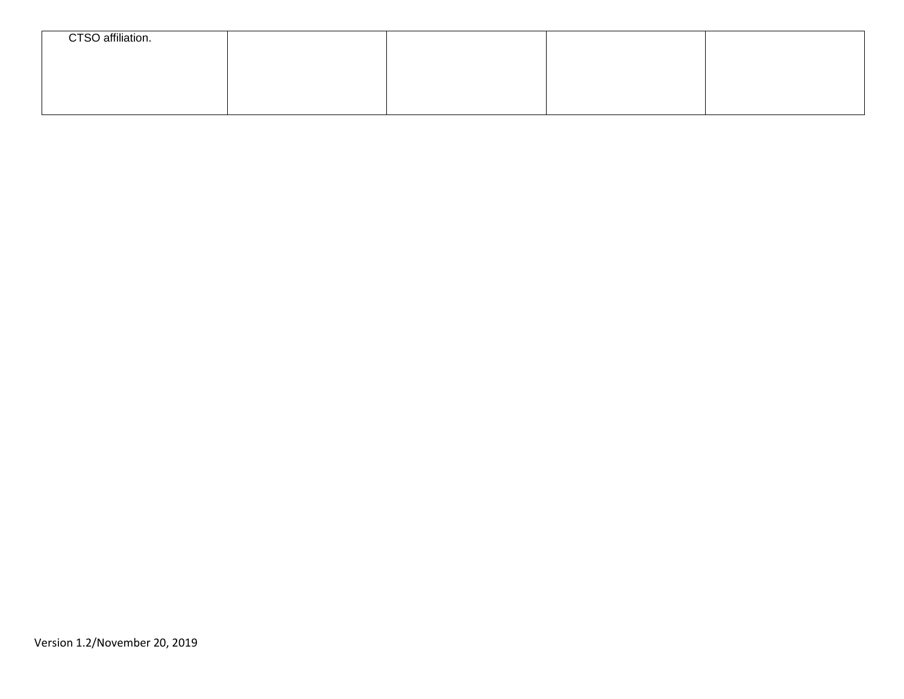| | | | | |
|---|---|---|---|---|
| CTSO affiliation. | | | | |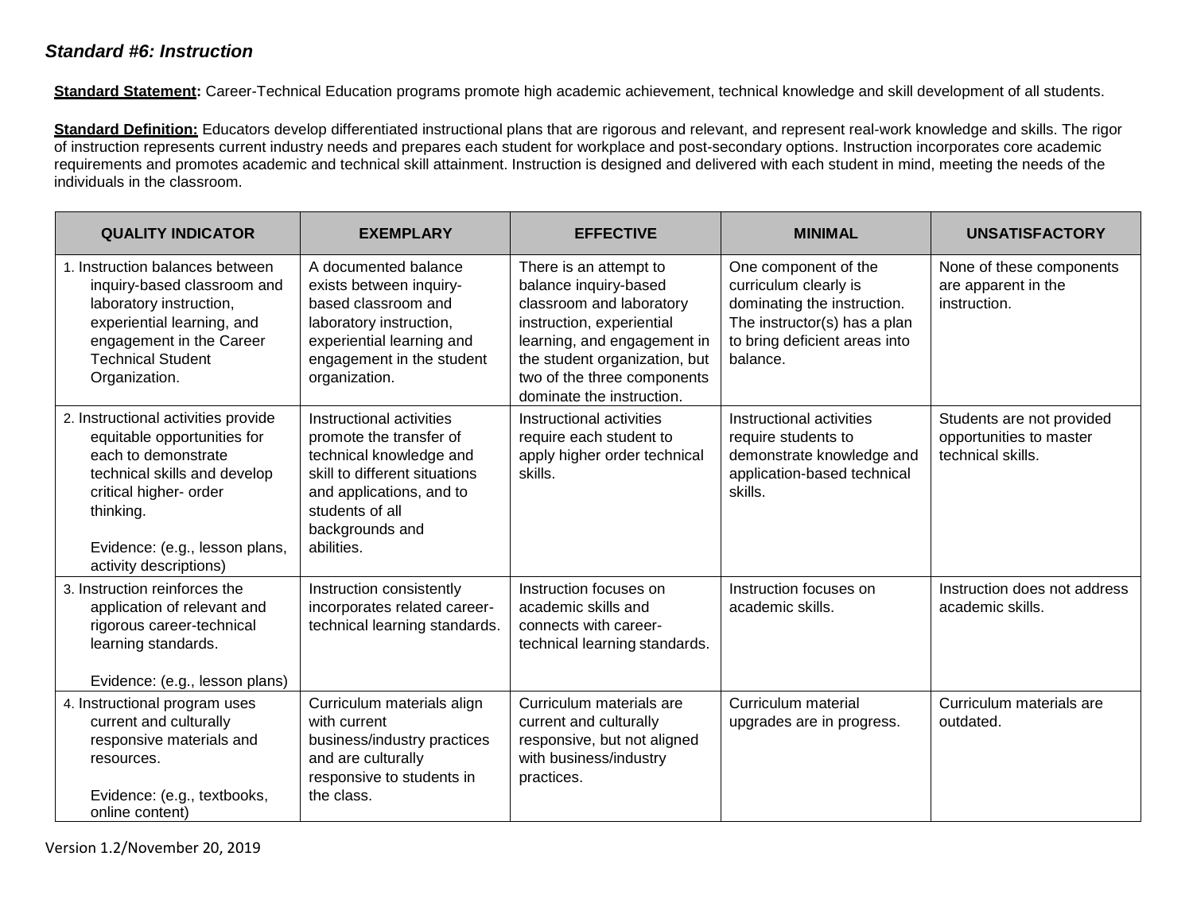### *Standard #6: Instruction*

**Standard Statement:** Career-Technical Education programs promote high academic achievement, technical knowledge and skill development of all students.

**Standard Definition:** Educators develop differentiated instructional plans that are rigorous and relevant, and represent real-work knowledge and skills. The rigor of instruction represents current industry needs and prepares each student for workplace and post-secondary options. Instruction incorporates core academic requirements and promotes academic and technical skill attainment. Instruction is designed and delivered with each student in mind, meeting the needs of the individuals in the classroom.

| QUALITY INDICATOR | EXEMPLARY | EFFECTIVE | MINIMAL | UNSATISFACTORY |
|---|---|---|---|---|
| 1. Instruction balances between inquiry-based classroom and laboratory instruction, experiential learning, and engagement in the Career Technical Student Organization. | A documented balance exists between inquiry-based classroom and laboratory instruction, experiential learning and engagement in the student organization. | There is an attempt to balance inquiry-based classroom and laboratory instruction, experiential learning, and engagement in the student organization, but two of the three components dominate the instruction. | One component of the curriculum clearly is dominating the instruction. The instructor(s) has a plan to bring deficient areas into balance. | None of these components are apparent in the instruction. |
| 2. Instructional activities provide equitable opportunities for each to demonstrate technical skills and develop critical higher- order thinking.<br><br>Evidence: (e.g., lesson plans, activity descriptions) | Instructional activities promote the transfer of technical knowledge and skill to different situations and applications, and to students of all backgrounds and abilities. | Instructional activities require each student to apply higher order technical skills. | Instructional activities require students to demonstrate knowledge and application-based technical skills. | Students are not provided opportunities to master technical skills. |
| 3. Instruction reinforces the application of relevant and rigorous career-technical learning standards.<br><br>Evidence: (e.g., lesson plans) | Instruction consistently incorporates related career-technical learning standards. | Instruction focuses on academic skills and connects with career-technical learning standards. | Instruction focuses on academic skills. | Instruction does not address academic skills. |
| 4. Instructional program uses current and culturally responsive materials and resources.<br><br>Evidence: (e.g., textbooks, online content) | Curriculum materials align with current business/industry practices and are culturally responsive to students in the class. | Curriculum materials are current and culturally responsive, but not aligned with business/industry practices. | Curriculum material upgrades are in progress. | Curriculum materials are outdated. |

Version 1.2/November 20, 2019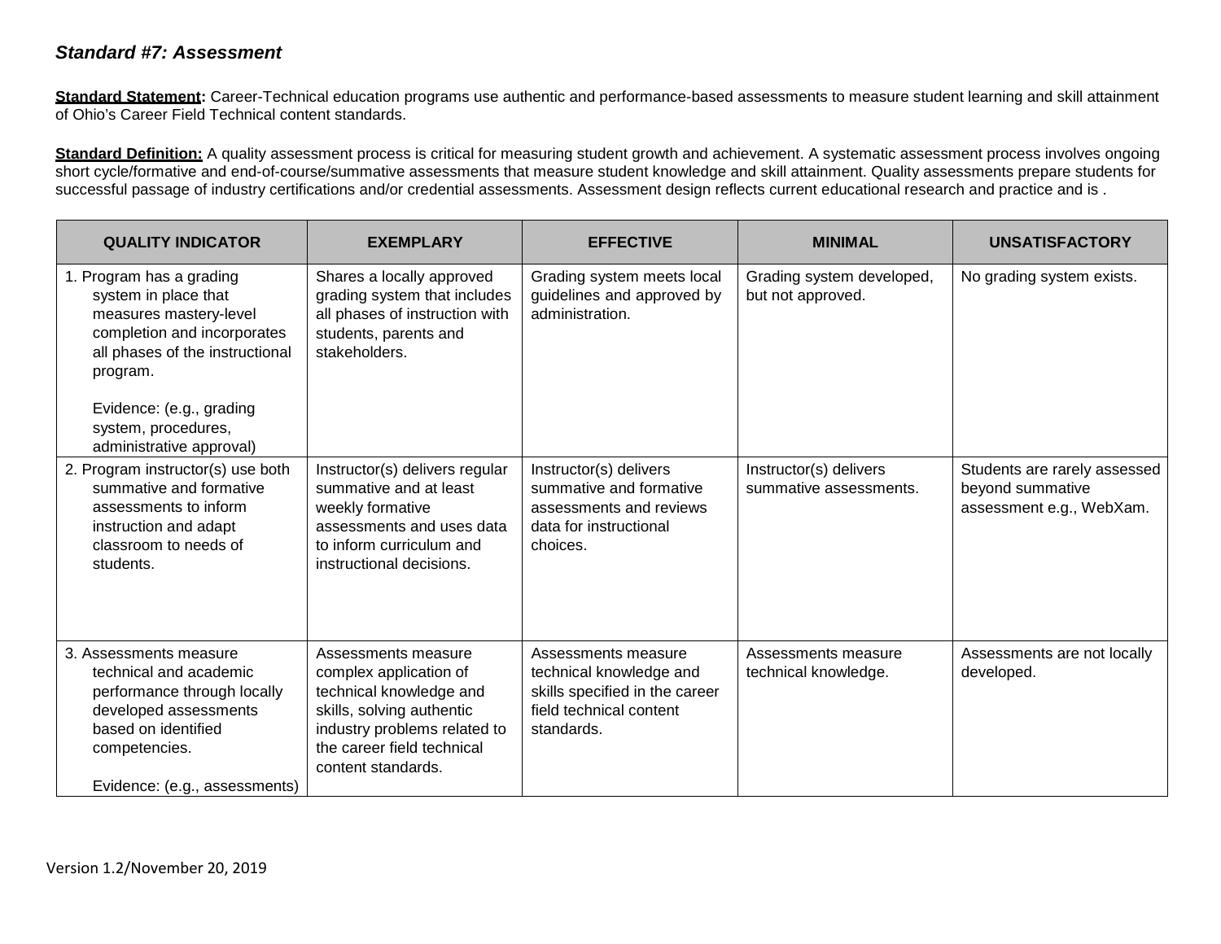### *Standard #7: Assessment*

**Standard Statement:** Career-Technical education programs use authentic and performance-based assessments to measure student learning and skill attainment of Ohio's Career Field Technical content standards.

**Standard Definition:** A quality assessment process is critical for measuring student growth and achievement. A systematic assessment process involves ongoing short cycle/formative and end-of-course/summative assessments that measure student knowledge and skill attainment. Quality assessments prepare students for successful passage of industry certifications and/or credential assessments. Assessment design reflects current educational research and practice and is .

| QUALITY INDICATOR | EXEMPLARY | EFFECTIVE | MINIMAL | UNSATISFACTORY |
|---|---|---|---|---|
| 1. Program has a grading system in place that measures mastery-level completion and incorporates all phases of the instructional program.<br><br>Evidence: (e.g., grading system, procedures, administrative approval) | Shares a locally approved grading system that includes all phases of instruction with students, parents and stakeholders. | Grading system meets local guidelines and approved by administration. | Grading system developed, but not approved. | No grading system exists. |
| 2. Program instructor(s) use both summative and formative assessments to inform instruction and adapt classroom to needs of students. | Instructor(s) delivers regular summative and at least weekly formative assessments and uses data to inform curriculum and instructional decisions. | Instructor(s) delivers summative and formative assessments and reviews data for instructional choices. | Instructor(s) delivers summative assessments. | Students are rarely assessed beyond summative assessment e.g., WebXam. |
| 3. Assessments measure technical and academic performance through locally developed assessments based on identified competencies.<br><br>Evidence: (e.g., assessments) | Assessments measure complex application of technical knowledge and skills, solving authentic industry problems related to the career field technical content standards. | Assessments measure technical knowledge and skills specified in the career field technical content standards. | Assessments measure technical knowledge. | Assessments are not locally developed. |

Version 1.2/November 20, 2019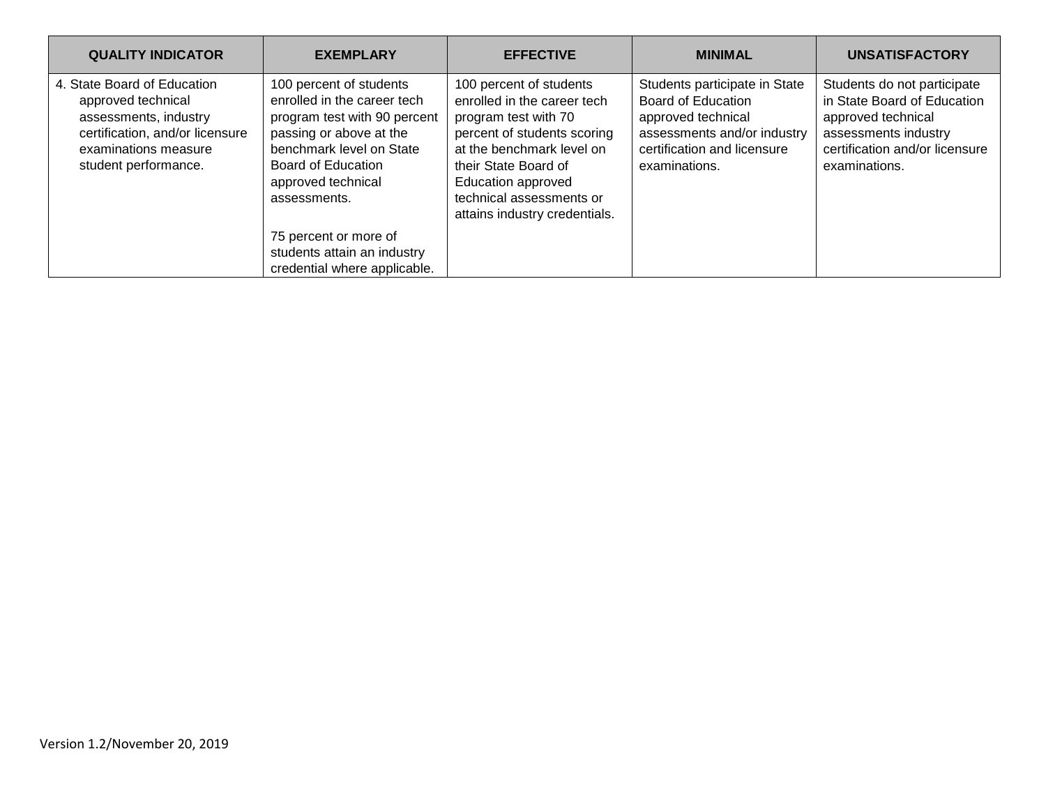| QUALITY INDICATOR | EXEMPLARY | EFFECTIVE | MINIMAL | UNSATISFACTORY |
|---|---|---|---|---|
| 4. State Board of Education approved technical assessments, industry certification, and/or licensure examinations measure student performance. | 100 percent of students enrolled in the career tech program test with 90 percent passing or above at the benchmark level on State Board of Education approved technical assessments.<br><br>75 percent or more of students attain an industry credential where applicable. | 100 percent of students enrolled in the career tech program test with 70 percent of students scoring at the benchmark level on their State Board of Education approved technical assessments or attains industry credentials. | Students participate in State Board of Education approved technical assessments and/or industry certification and licensure examinations. | Students do not participate in State Board of Education approved technical assessments industry certification and/or licensure examinations. |

Version 1.2/November 20, 2019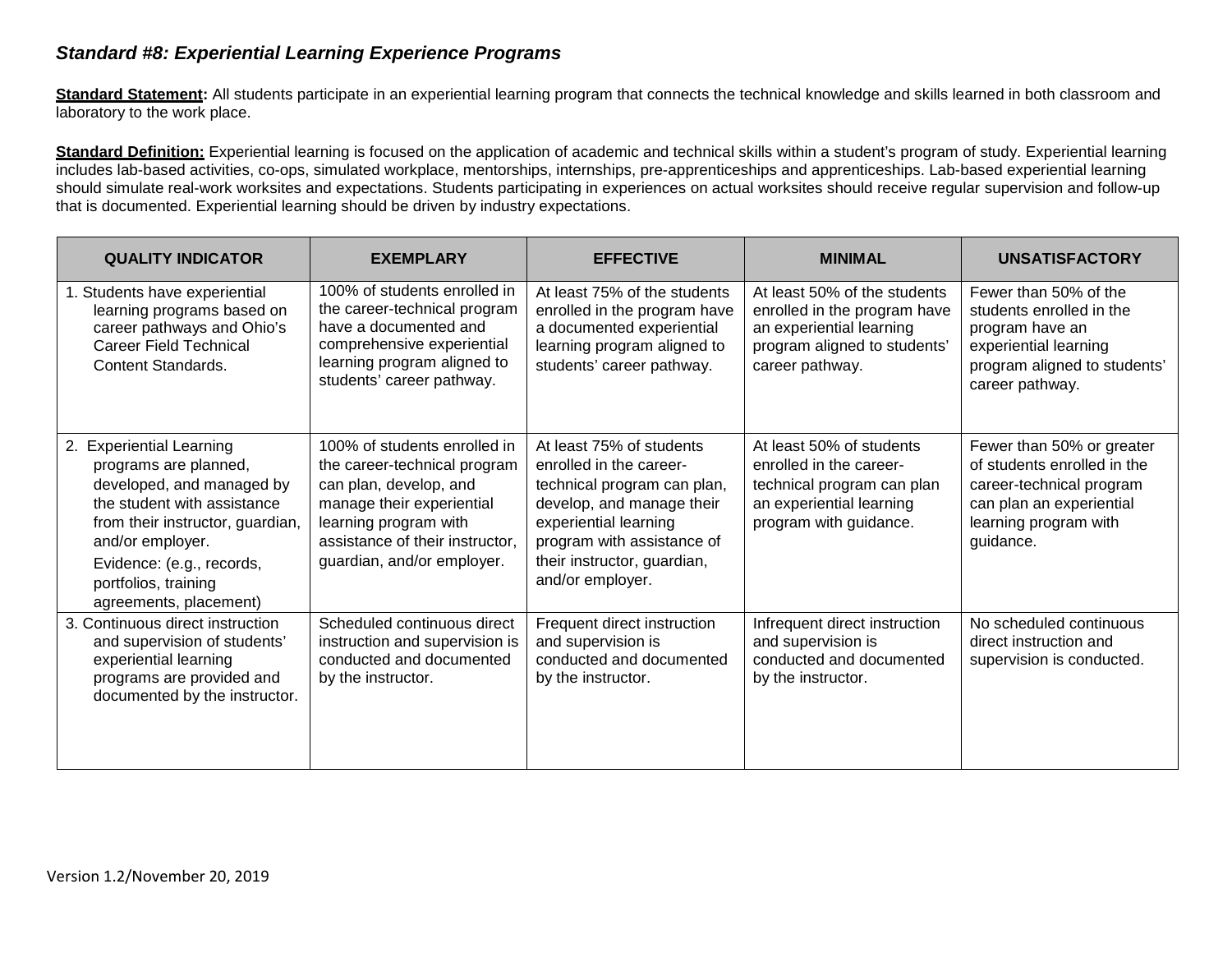### *Standard #8: Experiential Learning Experience Programs*

**Standard Statement:** All students participate in an experiential learning program that connects the technical knowledge and skills learned in both classroom and laboratory to the work place.

**Standard Definition:** Experiential learning is focused on the application of academic and technical skills within a student's program of study. Experiential learning includes lab-based activities, co-ops, simulated workplace, mentorships, internships, pre-apprenticeships and apprenticeships. Lab-based experiential learning should simulate real-work worksites and expectations. Students participating in experiences on actual worksites should receive regular supervision and follow-up that is documented. Experiential learning should be driven by industry expectations.

| QUALITY INDICATOR | EXEMPLARY | EFFECTIVE | MINIMAL | UNSATISFACTORY |
|---|---|---|---|---|
| 1. Students have experiential learning programs based on career pathways and Ohio's Career Field Technical Content Standards. | 100% of students enrolled in the career-technical program have a documented and comprehensive experiential learning program aligned to students' career pathway. | At least 75% of the students enrolled in the program have a documented experiential learning program aligned to students' career pathway. | At least 50% of the students enrolled in the program have an experiential learning program aligned to students' career pathway. | Fewer than 50% of the students enrolled in the program have an experiential learning program aligned to students' career pathway. |
| 2. Experiential Learning programs are planned, developed, and managed by the student with assistance from their instructor, guardian, and/or employer. Evidence: (e.g., records, portfolios, training agreements, placement) | 100% of students enrolled in the career-technical program can plan, develop, and manage their experiential learning program with assistance of their instructor, guardian, and/or employer. | At least 75% of students enrolled in the career-technical program can plan, develop, and manage their experiential learning program with assistance of their instructor, guardian, and/or employer. | At least 50% of students enrolled in the career-technical program can plan an experiential learning program with guidance. | Fewer than 50% or greater of students enrolled in the career-technical program can plan an experiential learning program with guidance. |
| 3. Continuous direct instruction and supervision of students' experiential learning programs are provided and documented by the instructor. | Scheduled continuous direct instruction and supervision is conducted and documented by the instructor. | Frequent direct instruction and supervision is conducted and documented by the instructor. | Infrequent direct instruction and supervision is conducted and documented by the instructor. | No scheduled continuous direct instruction and supervision is conducted. |

Version 1.2/November 20, 2019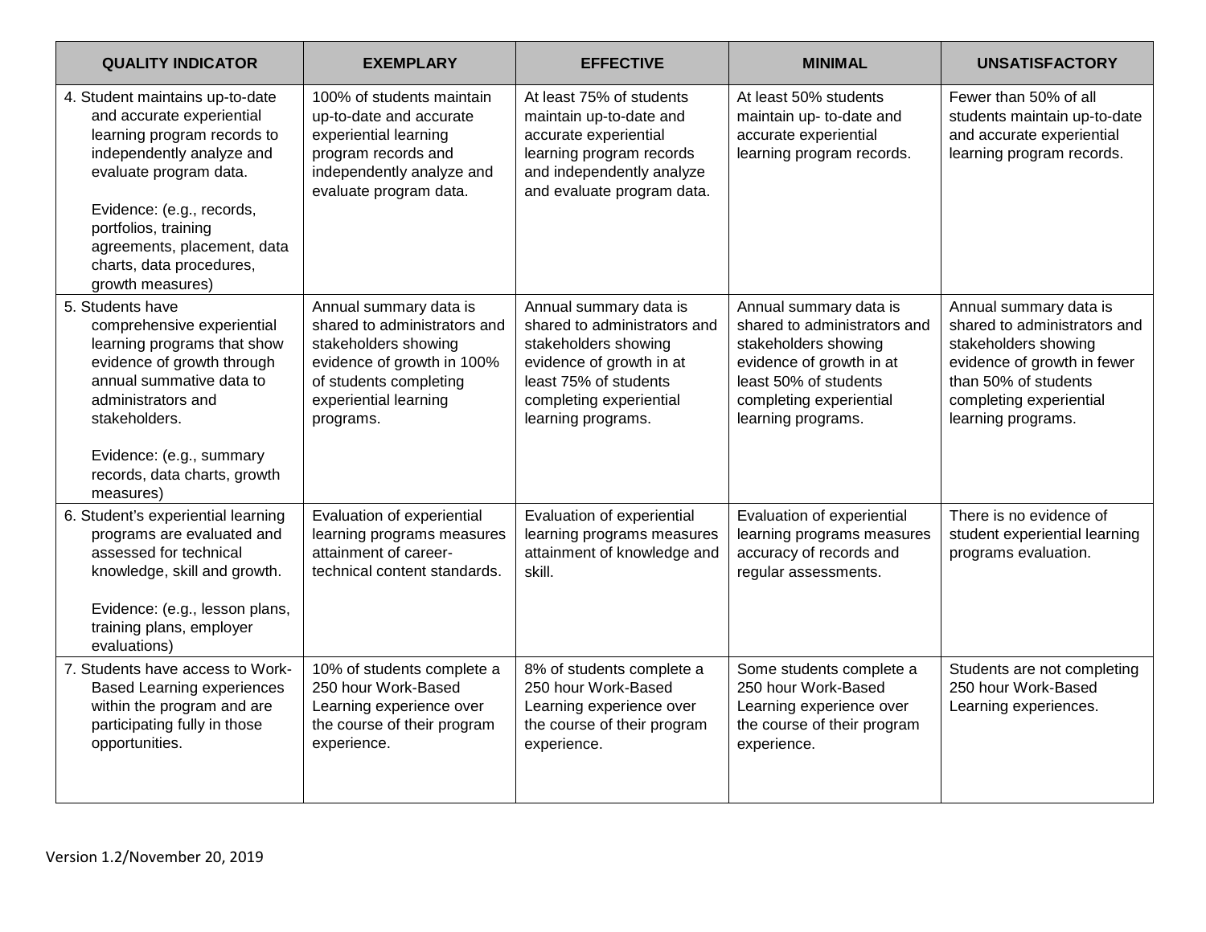| QUALITY INDICATOR | EXEMPLARY | EFFECTIVE | MINIMAL | UNSATISFACTORY |
|---|---|---|---|---|
| 4. Student maintains up-to-date and accurate experiential learning program records to independently analyze and evaluate program data.<br><br>Evidence: (e.g., records, portfolios, training agreements, placement, data charts, data procedures, growth measures) | 100% of students maintain up-to-date and accurate experiential learning program records and independently analyze and evaluate program data. | At least 75% of students maintain up-to-date and accurate experiential learning program records and independently analyze and evaluate program data. | At least 50% students maintain up- to-date and accurate experiential learning program records. | Fewer than 50% of all students maintain up-to-date and accurate experiential learning program records. |
| 5. Students have comprehensive experiential learning programs that show evidence of growth through annual summative data to administrators and stakeholders.<br><br>Evidence: (e.g., summary records, data charts, growth measures) | Annual summary data is shared to administrators and stakeholders showing evidence of growth in 100% of students completing experiential learning programs. | Annual summary data is shared to administrators and stakeholders showing evidence of growth in at least 75% of students completing experiential learning programs. | Annual summary data is shared to administrators and stakeholders showing evidence of growth in at least 50% of students completing experiential learning programs. | Annual summary data is shared to administrators and stakeholders showing evidence of growth in fewer than 50% of students completing experiential learning programs. |
| 6. Student's experiential learning programs are evaluated and assessed for technical knowledge, skill and growth.<br><br>Evidence: (e.g., lesson plans, training plans, employer evaluations) | Evaluation of experiential learning programs measures attainment of career-technical content standards. | Evaluation of experiential learning programs measures attainment of knowledge and skill. | Evaluation of experiential learning programs measures accuracy of records and regular assessments. | There is no evidence of student experiential learning programs evaluation. |
| 7. Students have access to Work-Based Learning experiences within the program and are participating fully in those opportunities. | 10% of students complete a 250 hour Work-Based Learning experience over the course of their program experience. | 8% of students complete a 250 hour Work-Based Learning experience over the course of their program experience. | Some students complete a 250 hour Work-Based Learning experience over the course of their program experience. | Students are not completing 250 hour Work-Based Learning experiences. |

Version 1.2/November 20, 2019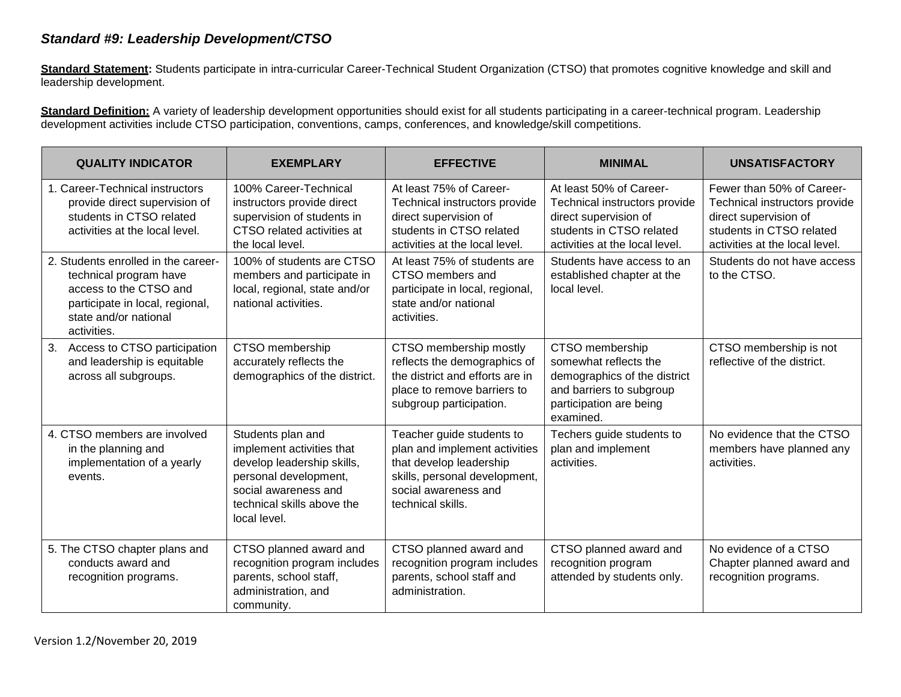### *Standard #9: Leadership Development/CTSO*

**Standard Statement:** Students participate in intra-curricular Career-Technical Student Organization (CTSO) that promotes cognitive knowledge and skill and leadership development.

**Standard Definition:** A variety of leadership development opportunities should exist for all students participating in a career-technical program. Leadership development activities include CTSO participation, conventions, camps, conferences, and knowledge/skill competitions.

| QUALITY INDICATOR | EXEMPLARY | EFFECTIVE | MINIMAL | UNSATISFACTORY |
|---|---|---|---|---|
| 1. Career-Technical instructors provide direct supervision of students in CTSO related activities at the local level. | 100% Career-Technical instructors provide direct supervision of students in CTSO related activities at the local level. | At least 75% of Career-Technical instructors provide direct supervision of students in CTSO related activities at the local level. | At least 50% of Career-Technical instructors provide direct supervision of students in CTSO related activities at the local level. | Fewer than 50% of Career-Technical instructors provide direct supervision of students in CTSO related activities at the local level. |
| 2. Students enrolled in the career-technical program have access to the CTSO and participate in local, regional, state and/or national activities. | 100% of students are CTSO members and participate in local, regional, state and/or national activities. | At least 75% of students are CTSO members and participate in local, regional, state and/or national activities. | Students have access to an established chapter at the local level. | Students do not have access to the CTSO. |
| 3. Access to CTSO participation and leadership is equitable across all subgroups. | CTSO membership accurately reflects the demographics of the district. | CTSO membership mostly reflects the demographics of the district and efforts are in place to remove barriers to subgroup participation. | CTSO membership somewhat reflects the demographics of the district and barriers to subgroup participation are being examined. | CTSO membership is not reflective of the district. |
| 4. CTSO members are involved in the planning and implementation of a yearly events. | Students plan and implement activities that develop leadership skills, personal development, social awareness and technical skills above the local level. | Teacher guide students to plan and implement activities that develop leadership skills, personal development, social awareness and technical skills. | Techers guide students to plan and implement activities. | No evidence that the CTSO members have planned any activities. |
| 5. The CTSO chapter plans and conducts award and recognition programs. | CTSO planned award and recognition program includes parents, school staff, administration, and community. | CTSO planned award and recognition program includes parents, school staff and administration. | CTSO planned award and recognition program attended by students only. | No evidence of a CTSO Chapter planned award and recognition programs. |

Version 1.2/November 20, 2019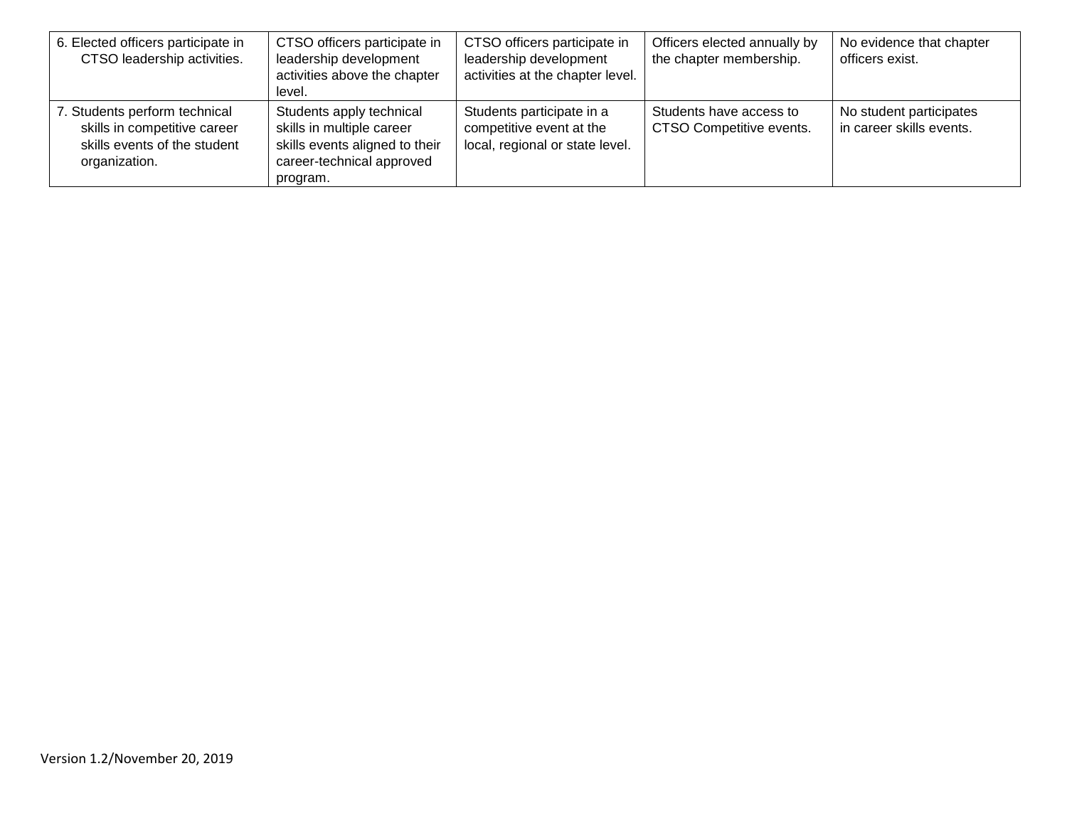| | | | | |
|---|---|---|---|---|
| 6. Elected officers participate in CTSO leadership activities. | CTSO officers participate in leadership development activities above the chapter level. | CTSO officers participate in leadership development activities at the chapter level. | Officers elected annually by the chapter membership. | No evidence that chapter officers exist. |
| 7. Students perform technical skills in competitive career skills events of the student organization. | Students apply technical skills in multiple career skills events aligned to their career-technical approved program. | Students participate in a competitive event at the local, regional or state level. | Students have access to CTSO Competitive events. | No student participates in career skills events. |

Version 1.2/November 20, 2019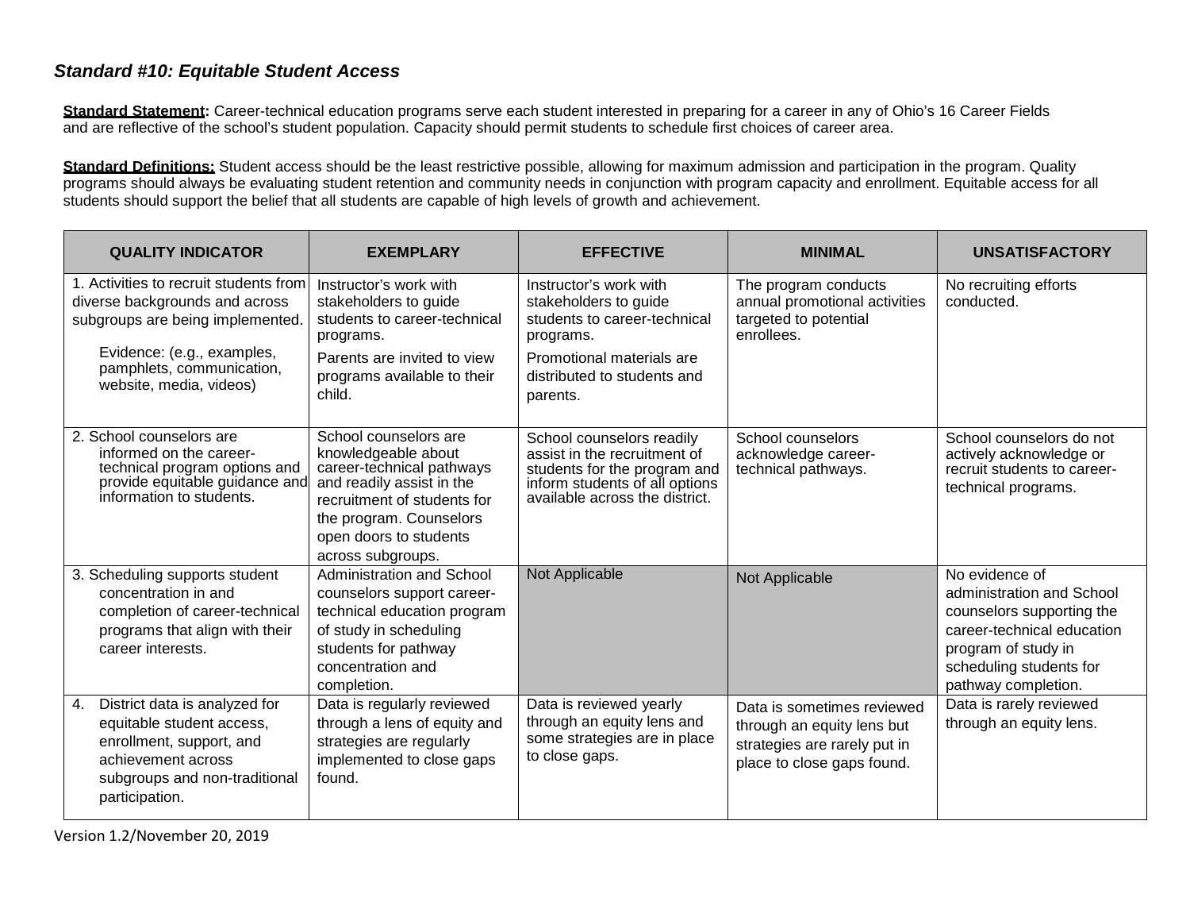### *Standard #10: Equitable Student Access*

**Standard Statement:** Career-technical education programs serve each student interested in preparing for a career in any of Ohio's 16 Career Fields and are reflective of the school's student population. Capacity should permit students to schedule first choices of career area.

**Standard Definitions:** Student access should be the least restrictive possible, allowing for maximum admission and participation in the program. Quality programs should always be evaluating student retention and community needs in conjunction with program capacity and enrollment. Equitable access for all students should support the belief that all students are capable of high levels of growth and achievement.

| QUALITY INDICATOR | EXEMPLARY | EFFECTIVE | MINIMAL | UNSATISFACTORY |
|---|---|---|---|---|
| 1. Activities to recruit students from diverse backgrounds and across subgroups are being implemented.<br><br>Evidence: (e.g., examples, pamphlets, communication, website, media, videos) | Instructor's work with stakeholders to guide students to career-technical programs.<br><br>Parents are invited to view programs available to their child. | Instructor's work with stakeholders to guide students to career-technical programs.<br><br>Promotional materials are distributed to students and parents. | The program conducts annual promotional activities targeted to potential enrollees. | No recruiting efforts conducted. |
| 2. School counselors are informed on the career-technical program options and provide equitable guidance and information to students. | School counselors are knowledgeable about career-technical pathways and readily assist in the recruitment of students for the program. Counselors open doors to students across subgroups. | School counselors readily assist in the recruitment of students for the program and inform students of all options available across the district. | School counselors acknowledge career-technical pathways. | School counselors do not actively acknowledge or recruit students to career-technical programs. |
| 3. Scheduling supports student concentration in and completion of career-technical programs that align with their career interests. | Administration and School counselors support career-technical education program of study in scheduling students for pathway concentration and completion. | Not Applicable | Not Applicable | No evidence of administration and School counselors supporting the career-technical education program of study in scheduling students for pathway completion. |
| 4. District data is analyzed for equitable student access, enrollment, support, and achievement across subgroups and non-traditional participation. | Data is regularly reviewed through a lens of equity and strategies are regularly implemented to close gaps found. | Data is reviewed yearly through an equity lens and some strategies are in place to close gaps. | Data is sometimes reviewed through an equity lens but strategies are rarely put in place to close gaps found. | Data is rarely reviewed through an equity lens. |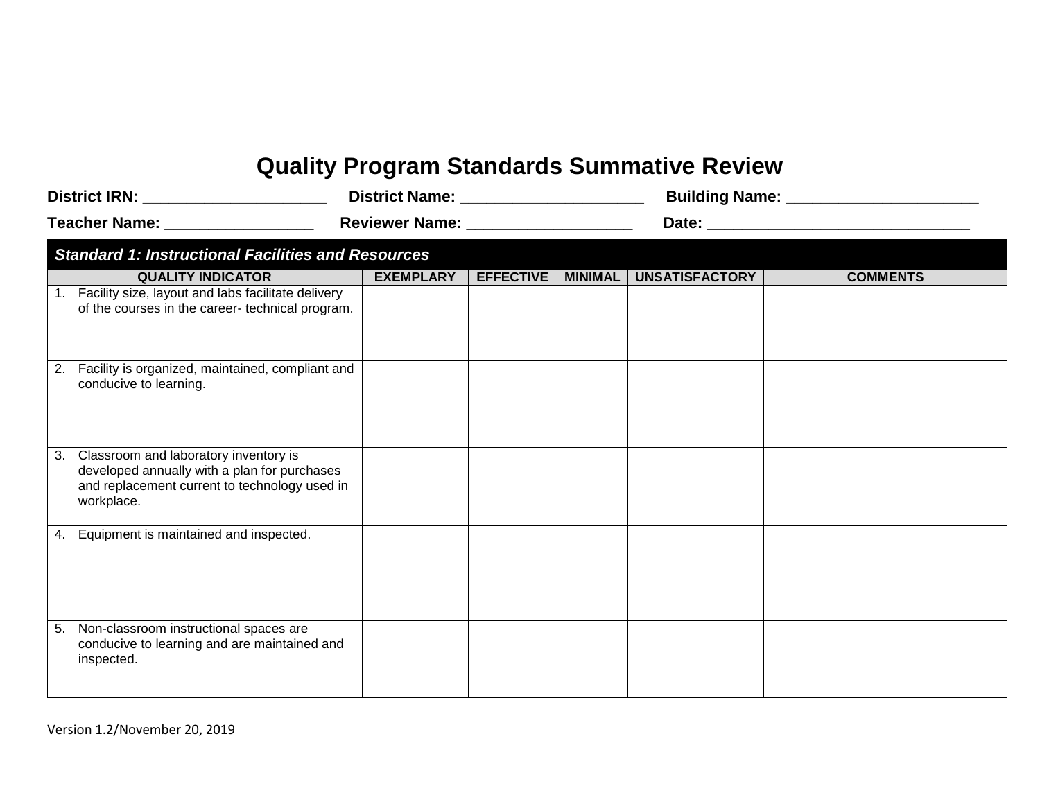# Quality Program Standards Summative Review

**District IRN:** _____________________ **District Name:** _____________________ **Building Name:** ______________________

**Teacher Name:** _________________ **Reviewer Name:** ___________________ **Date:** _______________________________

| ***Standard 1: Instructional Facilities and Resources*** | | | | | |
|---|---|---|---|---|---|
| **QUALITY INDICATOR** | **EXEMPLARY** | **EFFECTIVE** | **MINIMAL** | **UNSATISFACTORY** | **COMMENTS** |
| 1. Facility size, layout and labs facilitate delivery of the courses in the career- technical program. | | | | | |
| 2. Facility is organized, maintained, compliant and conducive to learning. | | | | | |
| 3. Classroom and laboratory inventory is developed annually with a plan for purchases and replacement current to technology used in workplace. | | | | | |
| 4. Equipment is maintained and inspected. | | | | | |
| 5. Non-classroom instructional spaces are conducive to learning and are maintained and inspected. | | | | | |

Version 1.2/November 20, 2019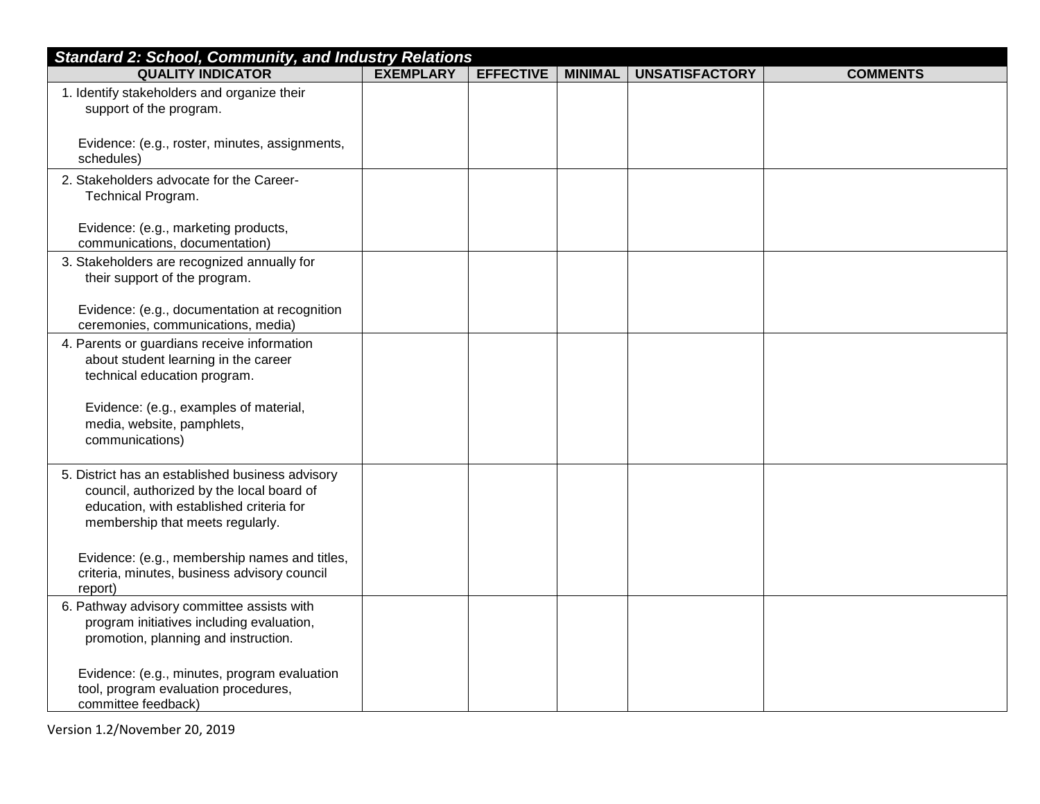| *Standard 2: School, Community, and Industry Relations* | | | | | |
|---|---|---|---|---|---|
| **QUALITY INDICATOR** | **EXEMPLARY** | **EFFECTIVE** | **MINIMAL** | **UNSATISFACTORY** | **COMMENTS** |
| 1. Identify stakeholders and organize their support of the program.<br><br>Evidence: (e.g., roster, minutes, assignments, schedules) | | | | | |
| 2. Stakeholders advocate for the Career-Technical Program.<br><br>Evidence: (e.g., marketing products, communications, documentation) | | | | | |
| 3. Stakeholders are recognized annually for their support of the program.<br><br>Evidence: (e.g., documentation at recognition ceremonies, communications, media) | | | | | |
| 4. Parents or guardians receive information about student learning in the career technical education program.<br><br>Evidence: (e.g., examples of material, media, website, pamphlets, communications) | | | | | |
| 5. District has an established business advisory council, authorized by the local board of education, with established criteria for membership that meets regularly.<br><br>Evidence: (e.g., membership names and titles, criteria, minutes, business advisory council report) | | | | | |
| 6. Pathway advisory committee assists with program initiatives including evaluation, promotion, planning and instruction.<br><br>Evidence: (e.g., minutes, program evaluation tool, program evaluation procedures, committee feedback) | | | | | |

Version 1.2/November 20, 2019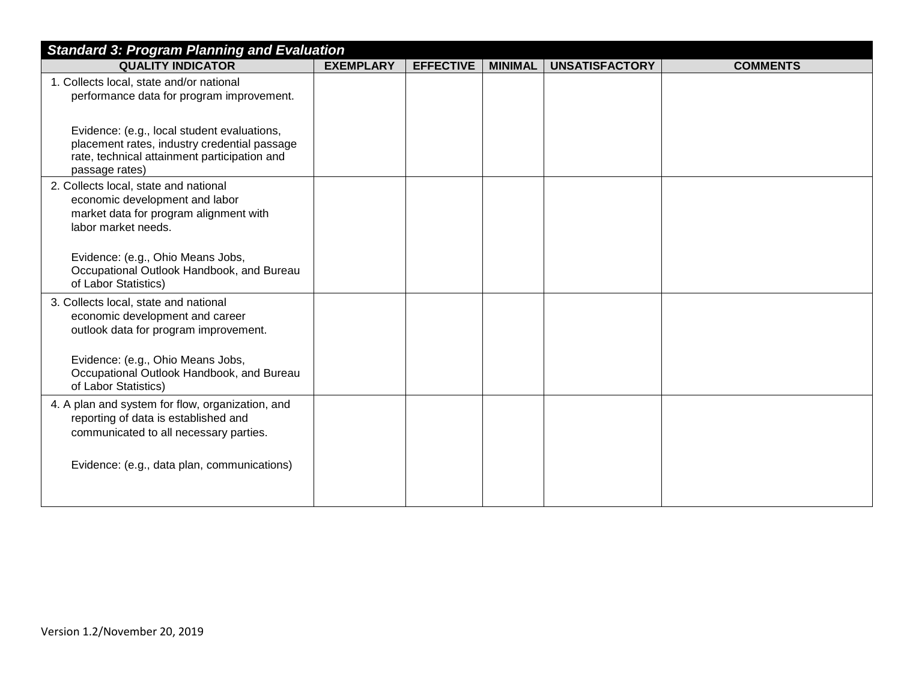| ***Standard 3: Program Planning and Evaluation*** | | | | | |
|---|---|---|---|---|---|
| **QUALITY INDICATOR** | **EXEMPLARY** | **EFFECTIVE** | **MINIMAL** | **UNSATISFACTORY** | **COMMENTS** |
| 1. Collects local, state and/or national performance data for program improvement.<br><br>Evidence: (e.g., local student evaluations, placement rates, industry credential passage rate, technical attainment participation and passage rates) | | | | | |
| 2. Collects local, state and national economic development and labor market data for program alignment with labor market needs.<br><br>Evidence: (e.g., Ohio Means Jobs, Occupational Outlook Handbook, and Bureau of Labor Statistics) | | | | | |
| 3. Collects local, state and national economic development and career outlook data for program improvement.<br><br>Evidence: (e.g., Ohio Means Jobs, Occupational Outlook Handbook, and Bureau of Labor Statistics) | | | | | |
| 4. A plan and system for flow, organization, and reporting of data is established and communicated to all necessary parties.<br><br>Evidence: (e.g., data plan, communications) | | | | | |

Version 1.2/November 20, 2019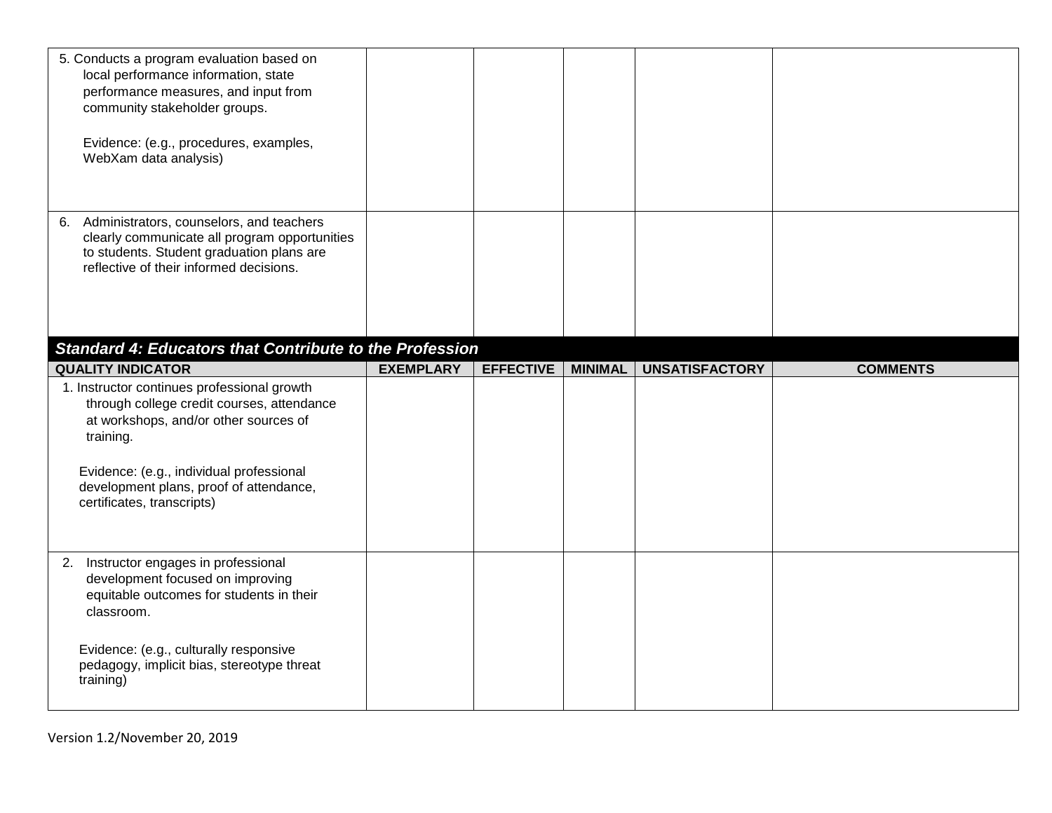| | | | | | |
|---|---|---|---|---|---|
| 5. Conducts a program evaluation based on local performance information, state performance measures, and input from community stakeholder groups.<br><br>Evidence: (e.g., procedures, examples, WebXam data analysis) | | | | | |
| 6. Administrators, counselors, and teachers clearly communicate all program opportunities to students. Student graduation plans are reflective of their informed decisions. | | | | | |

***Standard 4: Educators that Contribute to the Profession***

| QUALITY INDICATOR | EXEMPLARY | EFFECTIVE | MINIMAL | UNSATISFACTORY | COMMENTS |
|---|---|---|---|---|---|
| 1. Instructor continues professional growth through college credit courses, attendance at workshops, and/or other sources of training.<br><br>Evidence: (e.g., individual professional development plans, proof of attendance, certificates, transcripts) | | | | | |
| 2. Instructor engages in professional development focused on improving equitable outcomes for students in their classroom.<br><br>Evidence: (e.g., culturally responsive pedagogy, implicit bias, stereotype threat training) | | | | | |

Version 1.2/November 20, 2019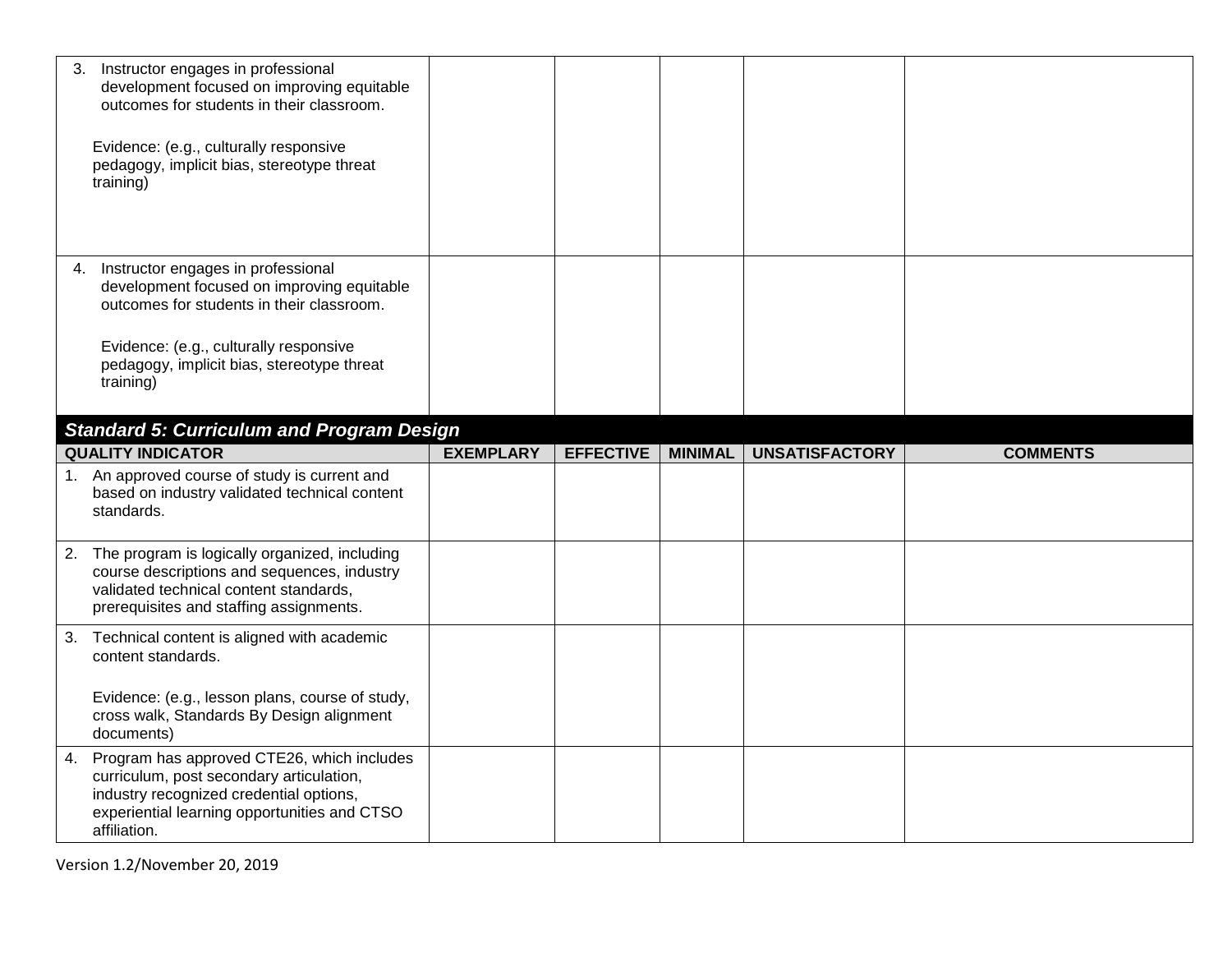| | | | | | |
|---|---|---|---|---|---|
| 3. Instructor engages in professional development focused on improving equitable outcomes for students in their classroom.<br><br>Evidence: (e.g., culturally responsive pedagogy, implicit bias, stereotype threat training) | | | | | |
| 4. Instructor engages in professional development focused on improving equitable outcomes for students in their classroom.<br><br>Evidence: (e.g., culturally responsive pedagogy, implicit bias, stereotype threat training) | | | | | |

***Standard 5: Curriculum and Program Design***

| QUALITY INDICATOR | EXEMPLARY | EFFECTIVE | MINIMAL | UNSATISFACTORY | COMMENTS |
|---|---|---|---|---|---|
| 1. An approved course of study is current and based on industry validated technical content standards. | | | | | |
| 2. The program is logically organized, including course descriptions and sequences, industry validated technical content standards, prerequisites and staffing assignments. | | | | | |
| 3. Technical content is aligned with academic content standards.<br><br>Evidence: (e.g., lesson plans, course of study, cross walk, Standards By Design alignment documents) | | | | | |
| 4. Program has approved CTE26, which includes curriculum, post secondary articulation, industry recognized credential options, experiential learning opportunities and CTSO affiliation. | | | | | |

Version 1.2/November 20, 2019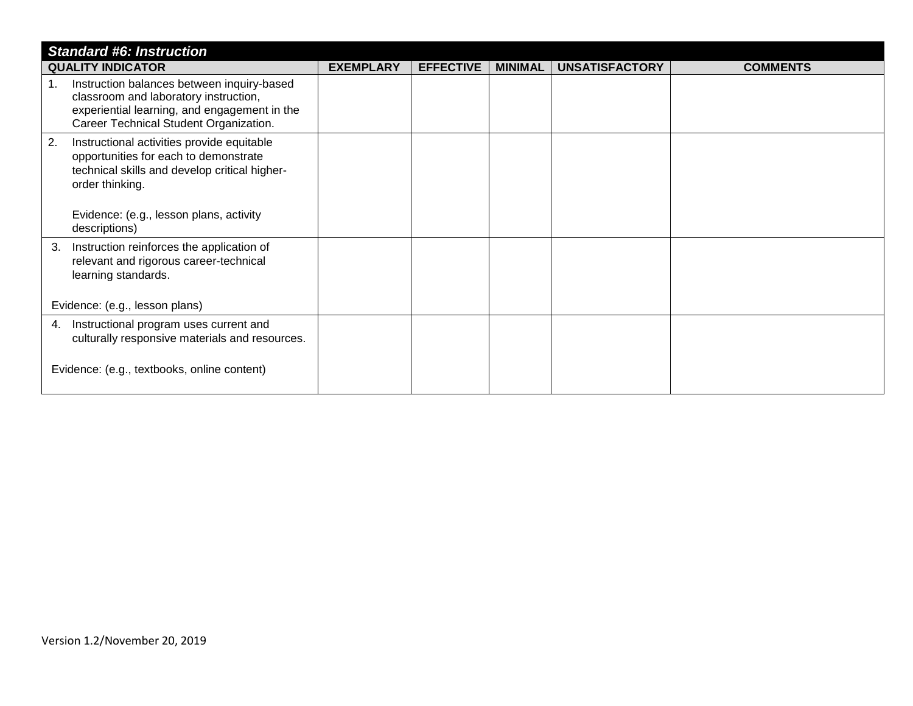| ***Standard #6: Instruction*** | | | | | |
|---|---|---|---|---|---|
| **QUALITY INDICATOR** | **EXEMPLARY** | **EFFECTIVE** | **MINIMAL** | **UNSATISFACTORY** | **COMMENTS** |
| 1. Instruction balances between inquiry-based classroom and laboratory instruction, experiential learning, and engagement in the Career Technical Student Organization. | | | | | |
| 2. Instructional activities provide equitable opportunities for each to demonstrate technical skills and develop critical higher-order thinking.<br><br>Evidence: (e.g., lesson plans, activity descriptions) | | | | | |
| 3. Instruction reinforces the application of relevant and rigorous career-technical learning standards.<br><br>Evidence: (e.g., lesson plans) | | | | | |
| 4. Instructional program uses current and culturally responsive materials and resources.<br><br>Evidence: (e.g., textbooks, online content) | | | | | |

Version 1.2/November 20, 2019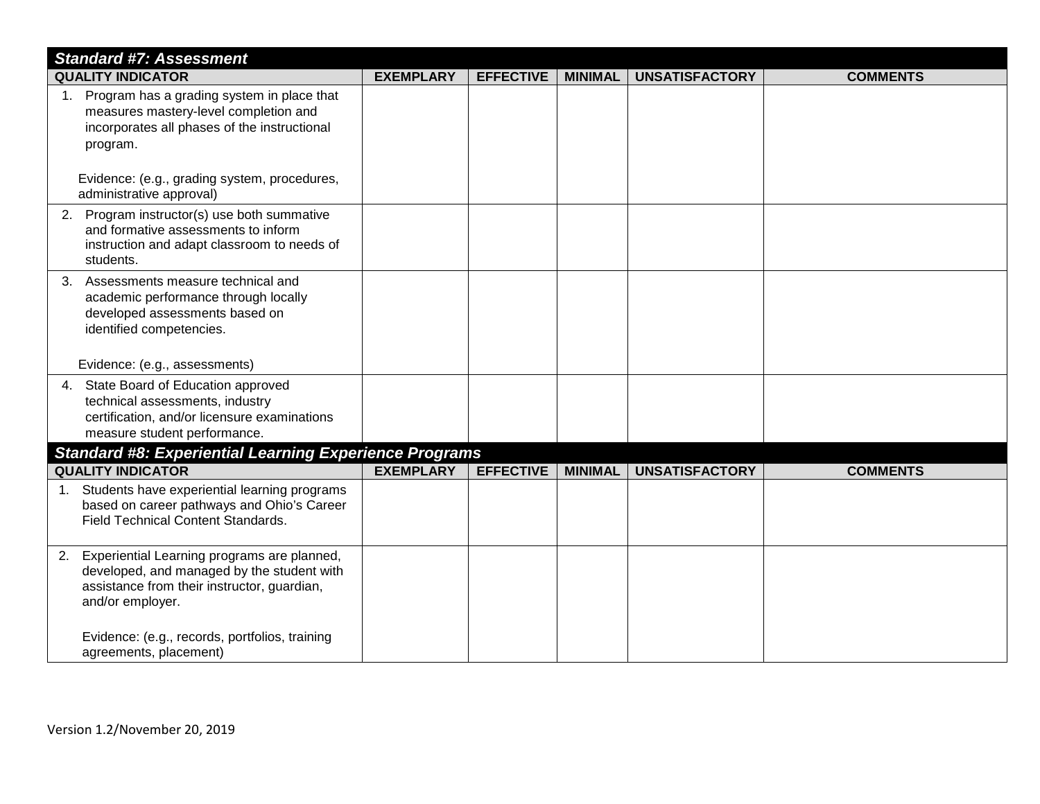## Standard #7: Assessment

| QUALITY INDICATOR | EXEMPLARY | EFFECTIVE | MINIMAL | UNSATISFACTORY | COMMENTS |
|---|---|---|---|---|---|
| 1. Program has a grading system in place that measures mastery-level completion and incorporates all phases of the instructional program.<br><br>Evidence: (e.g., grading system, procedures, administrative approval) | | | | | |
| 2. Program instructor(s) use both summative and formative assessments to inform instruction and adapt classroom to needs of students. | | | | | |
| 3. Assessments measure technical and academic performance through locally developed assessments based on identified competencies.<br><br>Evidence: (e.g., assessments) | | | | | |
| 4. State Board of Education approved technical assessments, industry certification, and/or licensure examinations measure student performance. | | | | | |

## Standard #8: Experiential Learning Experience Programs

| QUALITY INDICATOR | EXEMPLARY | EFFECTIVE | MINIMAL | UNSATISFACTORY | COMMENTS |
|---|---|---|---|---|---|
| 1. Students have experiential learning programs based on career pathways and Ohio's Career Field Technical Content Standards. | | | | | |
| 2. Experiential Learning programs are planned, developed, and managed by the student with assistance from their instructor, guardian, and/or employer.<br><br>Evidence: (e.g., records, portfolios, training agreements, placement) | | | | | |

Version 1.2/November 20, 2019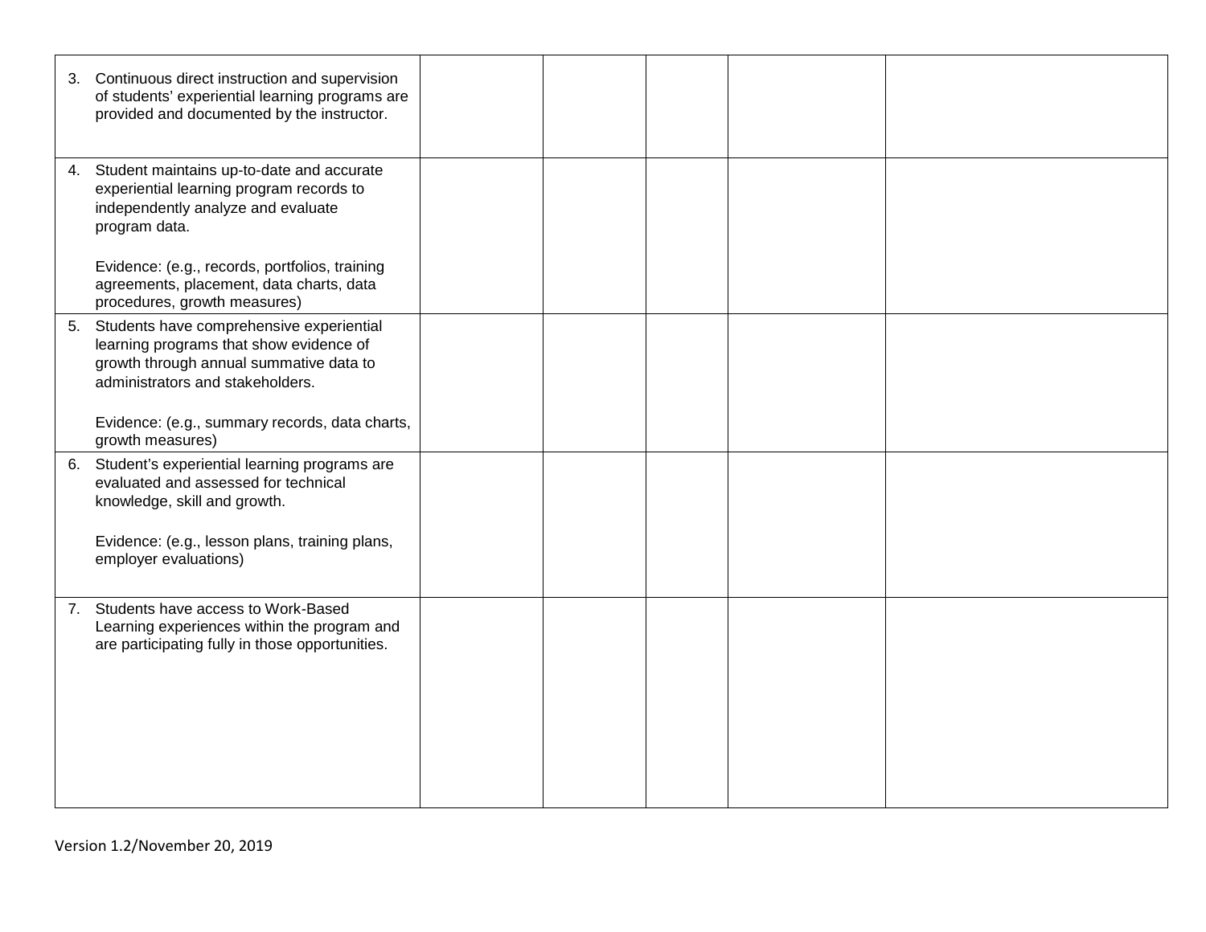| | | | | | |
|---|---|---|---|---|---|
| 3. Continuous direct instruction and supervision of students' experiential learning programs are provided and documented by the instructor. | | | | | |
| 4. Student maintains up-to-date and accurate experiential learning program records to independently analyze and evaluate program data.<br><br>Evidence: (e.g., records, portfolios, training agreements, placement, data charts, data procedures, growth measures) | | | | | |
| 5. Students have comprehensive experiential learning programs that show evidence of growth through annual summative data to administrators and stakeholders.<br><br>Evidence: (e.g., summary records, data charts, growth measures) | | | | | |
| 6. Student's experiential learning programs are evaluated and assessed for technical knowledge, skill and growth.<br><br>Evidence: (e.g., lesson plans, training plans, employer evaluations) | | | | | |
| 7. Students have access to Work-Based Learning experiences within the program and are participating fully in those opportunities. | | | | | |

Version 1.2/November 20, 2019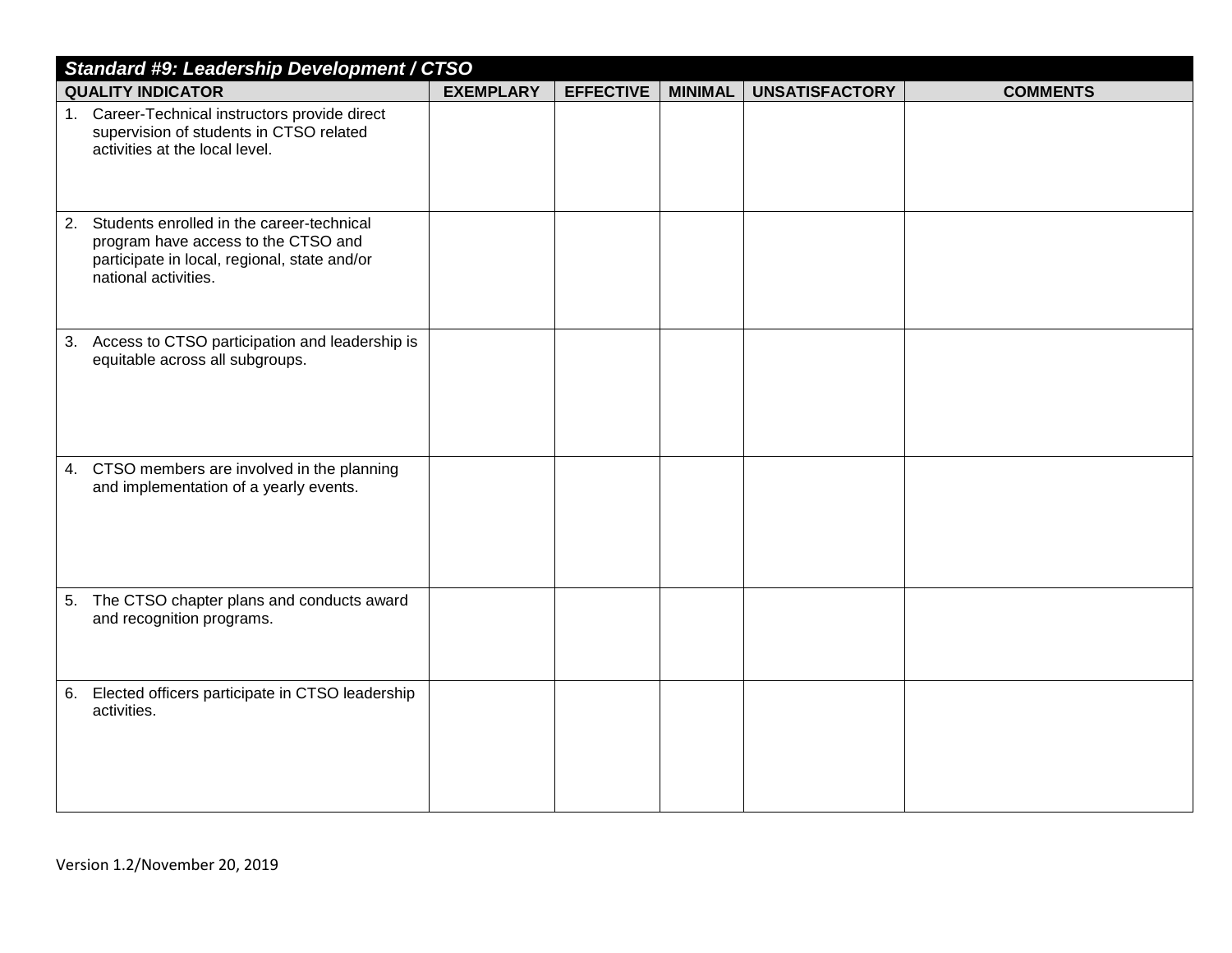| ***Standard #9: Leadership Development / CTSO*** | | | | | |
|---|---|---|---|---|---|
| **QUALITY INDICATOR** | **EXEMPLARY** | **EFFECTIVE** | **MINIMAL** | **UNSATISFACTORY** | **COMMENTS** |
| 1. Career-Technical instructors provide direct supervision of students in CTSO related activities at the local level. | | | | | |
| 2. Students enrolled in the career-technical program have access to the CTSO and participate in local, regional, state and/or national activities. | | | | | |
| 3. Access to CTSO participation and leadership is equitable across all subgroups. | | | | | |
| 4. CTSO members are involved in the planning and implementation of a yearly events. | | | | | |
| 5. The CTSO chapter plans and conducts award and recognition programs. | | | | | |
| 6. Elected officers participate in CTSO leadership activities. | | | | | |

Version 1.2/November 20, 2019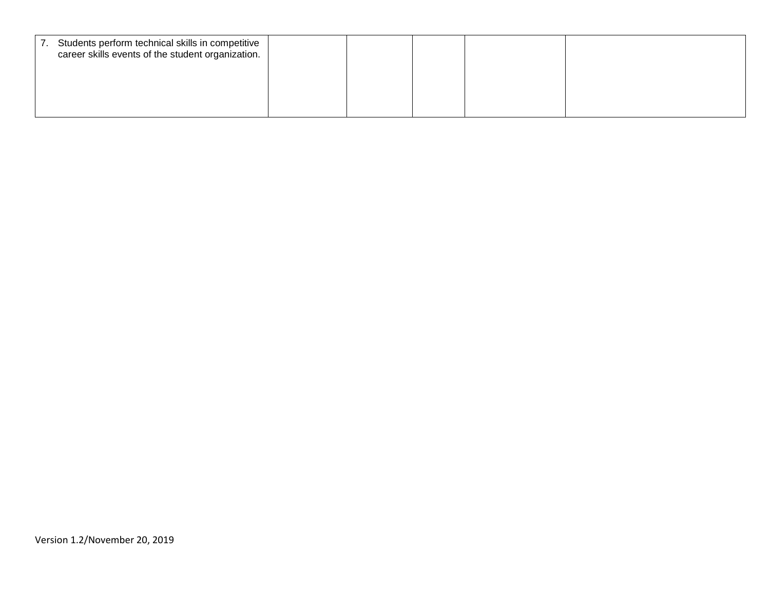| 7. Students perform technical skills in competitive career skills events of the student organization. | | | | | |
|---|---|---|---|---|---|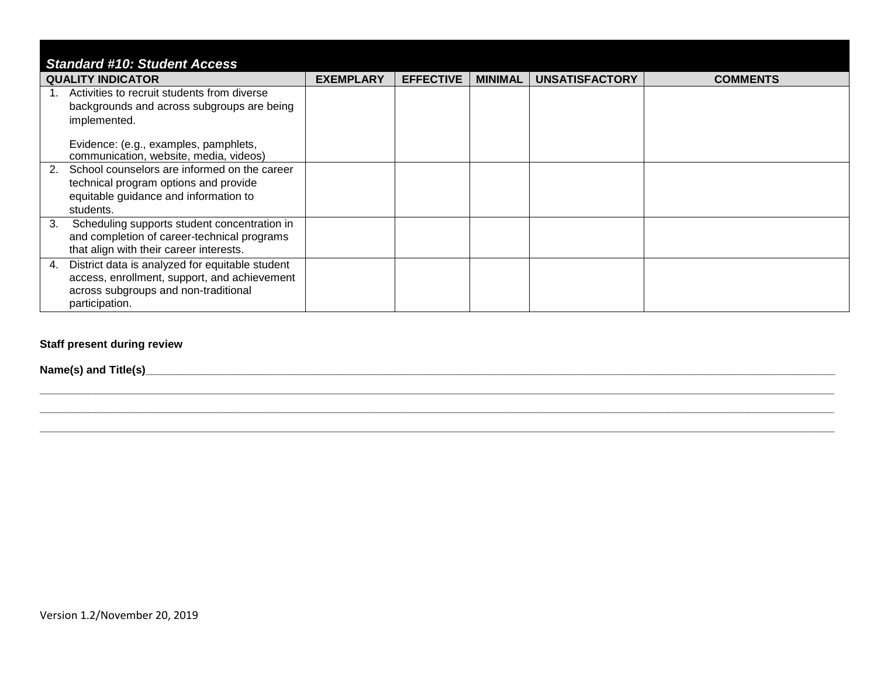## *Standard #10: Student Access*

| QUALITY INDICATOR | EXEMPLARY | EFFECTIVE | MINIMAL | UNSATISFACTORY | COMMENTS |
|---|---|---|---|---|---|
| 1. Activities to recruit students from diverse backgrounds and across subgroups are being implemented.<br><br>Evidence: (e.g., examples, pamphlets, communication, website, media, videos) | | | | | |
| 2. School counselors are informed on the career technical program options and provide equitable guidance and information to students. | | | | | |
| 3. Scheduling supports student concentration in and completion of career-technical programs that align with their career interests. | | | | | |
| 4. District data is analyzed for equitable student access, enrollment, support, and achievement across subgroups and non-traditional participation. | | | | | |

**Staff present during review**

**Name(s) and Title(s)**______________________________________________________________________________________________

______________________________________________________________________________________________________________

______________________________________________________________________________________________________________

______________________________________________________________________________________________________________

Version 1.2/November 20, 2019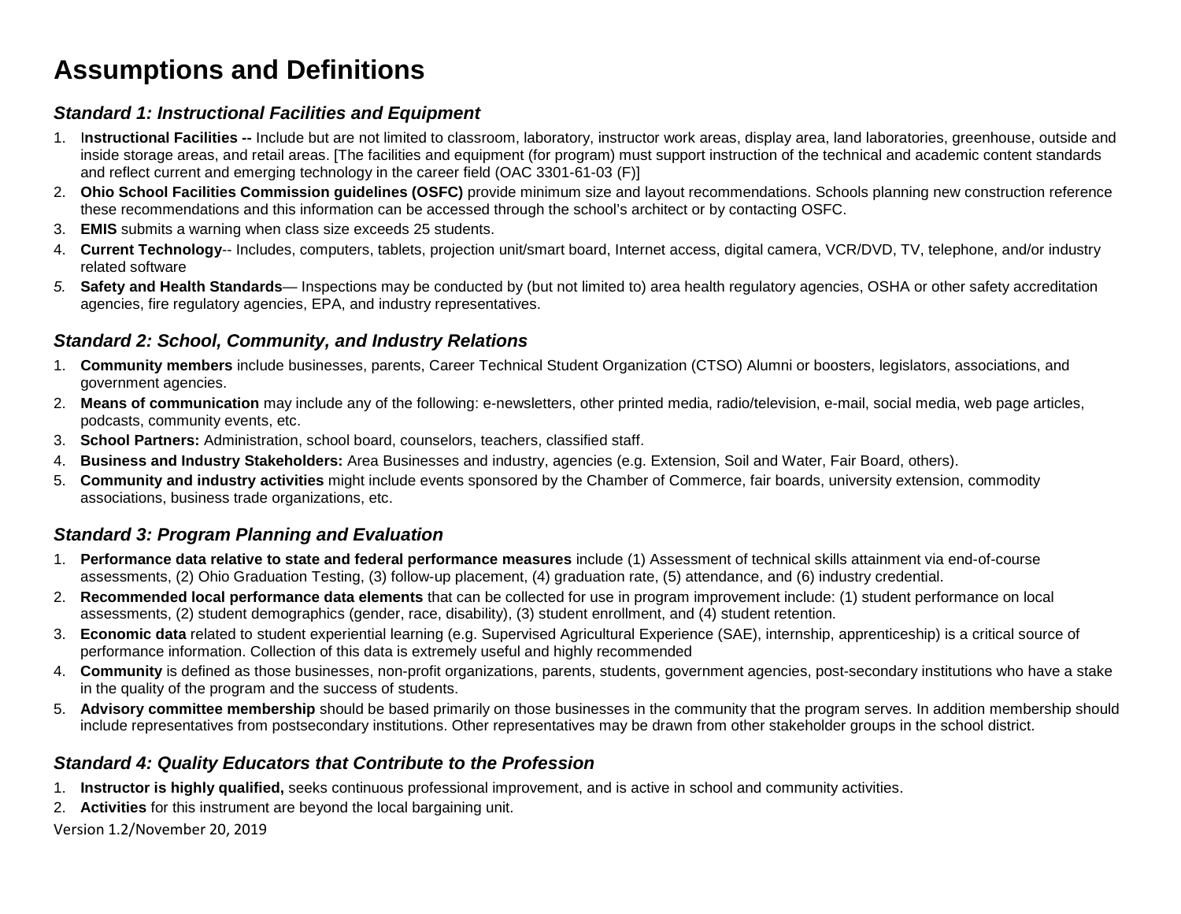# Assumptions and Definitions

### *Standard 1: Instructional Facilities and Equipment*

1. I**nstructional Facilities --** Include but are not limited to classroom, laboratory, instructor work areas, display area, land laboratories, greenhouse, outside and inside storage areas, and retail areas. [The facilities and equipment (for program) must support instruction of the technical and academic content standards and reflect current and emerging technology in the career field (OAC 3301-61-03 (F)]
2. **Ohio School Facilities Commission guidelines (OSFC)** provide minimum size and layout recommendations. Schools planning new construction reference these recommendations and this information can be accessed through the school's architect or by contacting OSFC.
3. **EMIS** submits a warning when class size exceeds 25 students.
4. **Current Technology**-- Includes, computers, tablets, projection unit/smart board, Internet access, digital camera, VCR/DVD, TV, telephone, and/or industry related software
5. **Safety and Health Standards**— Inspections may be conducted by (but not limited to) area health regulatory agencies, OSHA or other safety accreditation agencies, fire regulatory agencies, EPA, and industry representatives.

### *Standard 2: School, Community, and Industry Relations*

1. **Community members** include businesses, parents, Career Technical Student Organization (CTSO) Alumni or boosters, legislators, associations, and government agencies.
2. **Means of communication** may include any of the following: e-newsletters, other printed media, radio/television, e-mail, social media, web page articles, podcasts, community events, etc.
3. **School Partners:** Administration, school board, counselors, teachers, classified staff.
4. **Business and Industry Stakeholders:** Area Businesses and industry, agencies (e.g. Extension, Soil and Water, Fair Board, others).
5. **Community and industry activities** might include events sponsored by the Chamber of Commerce, fair boards, university extension, commodity associations, business trade organizations, etc.

### *Standard 3: Program Planning and Evaluation*

1. **Performance data relative to state and federal performance measures** include (1) Assessment of technical skills attainment via end-of-course assessments, (2) Ohio Graduation Testing, (3) follow-up placement, (4) graduation rate, (5) attendance, and (6) industry credential.
2. **Recommended local performance data elements** that can be collected for use in program improvement include: (1) student performance on local assessments, (2) student demographics (gender, race, disability), (3) student enrollment, and (4) student retention.
3. **Economic data** related to student experiential learning (e.g. Supervised Agricultural Experience (SAE), internship, apprenticeship) is a critical source of performance information. Collection of this data is extremely useful and highly recommended
4. **Community** is defined as those businesses, non-profit organizations, parents, students, government agencies, post-secondary institutions who have a stake in the quality of the program and the success of students.
5. **Advisory committee membership** should be based primarily on those businesses in the community that the program serves. In addition membership should include representatives from postsecondary institutions. Other representatives may be drawn from other stakeholder groups in the school district.

### *Standard 4: Quality Educators that Contribute to the Profession*

1. **Instructor is highly qualified,** seeks continuous professional improvement, and is active in school and community activities.
2. **Activities** for this instrument are beyond the local bargaining unit.

Version 1.2/November 20, 2019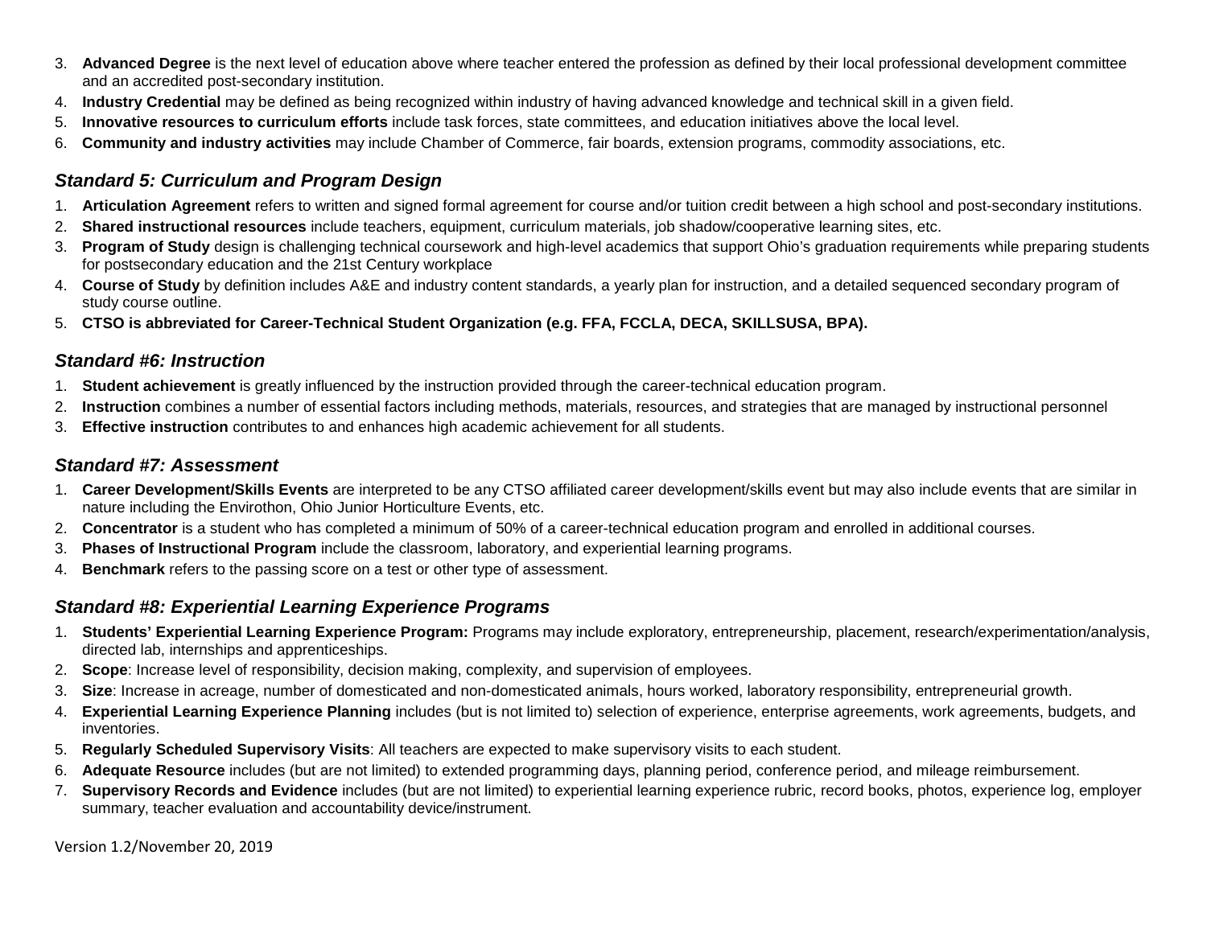3. **Advanced Degree** is the next level of education above where teacher entered the profession as defined by their local professional development committee and an accredited post-secondary institution.
4. **Industry Credential** may be defined as being recognized within industry of having advanced knowledge and technical skill in a given field.
5. **Innovative resources to curriculum efforts** include task forces, state committees, and education initiatives above the local level.
6. **Community and industry activities** may include Chamber of Commerce, fair boards, extension programs, commodity associations, etc.

### *Standard 5: Curriculum and Program Design*

1. **Articulation Agreement** refers to written and signed formal agreement for course and/or tuition credit between a high school and post-secondary institutions.
2. **Shared instructional resources** include teachers, equipment, curriculum materials, job shadow/cooperative learning sites, etc.
3. **Program of Study** design is challenging technical coursework and high-level academics that support Ohio's graduation requirements while preparing students for postsecondary education and the 21st Century workplace
4. **Course of Study** by definition includes A&E and industry content standards, a yearly plan for instruction, and a detailed sequenced secondary program of study course outline.
5. **CTSO is abbreviated for Career-Technical Student Organization (e.g. FFA, FCCLA, DECA, SKILLSUSA, BPA).**

### *Standard #6: Instruction*

1. **Student achievement** is greatly influenced by the instruction provided through the career-technical education program.
2. **Instruction** combines a number of essential factors including methods, materials, resources, and strategies that are managed by instructional personnel
3. **Effective instruction** contributes to and enhances high academic achievement for all students.

### *Standard #7: Assessment*

1. **Career Development/Skills Events** are interpreted to be any CTSO affiliated career development/skills event but may also include events that are similar in nature including the Envirothon, Ohio Junior Horticulture Events, etc.
2. **Concentrator** is a student who has completed a minimum of 50% of a career-technical education program and enrolled in additional courses.
3. **Phases of Instructional Program** include the classroom, laboratory, and experiential learning programs.
4. **Benchmark** refers to the passing score on a test or other type of assessment.

### *Standard #8: Experiential Learning Experience Programs*

1. **Students' Experiential Learning Experience Program:** Programs may include exploratory, entrepreneurship, placement, research/experimentation/analysis, directed lab, internships and apprenticeships.
2. **Scope**: Increase level of responsibility, decision making, complexity, and supervision of employees.
3. **Size**: Increase in acreage, number of domesticated and non-domesticated animals, hours worked, laboratory responsibility, entrepreneurial growth.
4. **Experiential Learning Experience Planning** includes (but is not limited to) selection of experience, enterprise agreements, work agreements, budgets, and inventories.
5. **Regularly Scheduled Supervisory Visits**: All teachers are expected to make supervisory visits to each student.
6. **Adequate Resource** includes (but are not limited) to extended programming days, planning period, conference period, and mileage reimbursement.
7. **Supervisory Records and Evidence** includes (but are not limited) to experiential learning experience rubric, record books, photos, experience log, employer summary, teacher evaluation and accountability device/instrument.

Version 1.2/November 20, 2019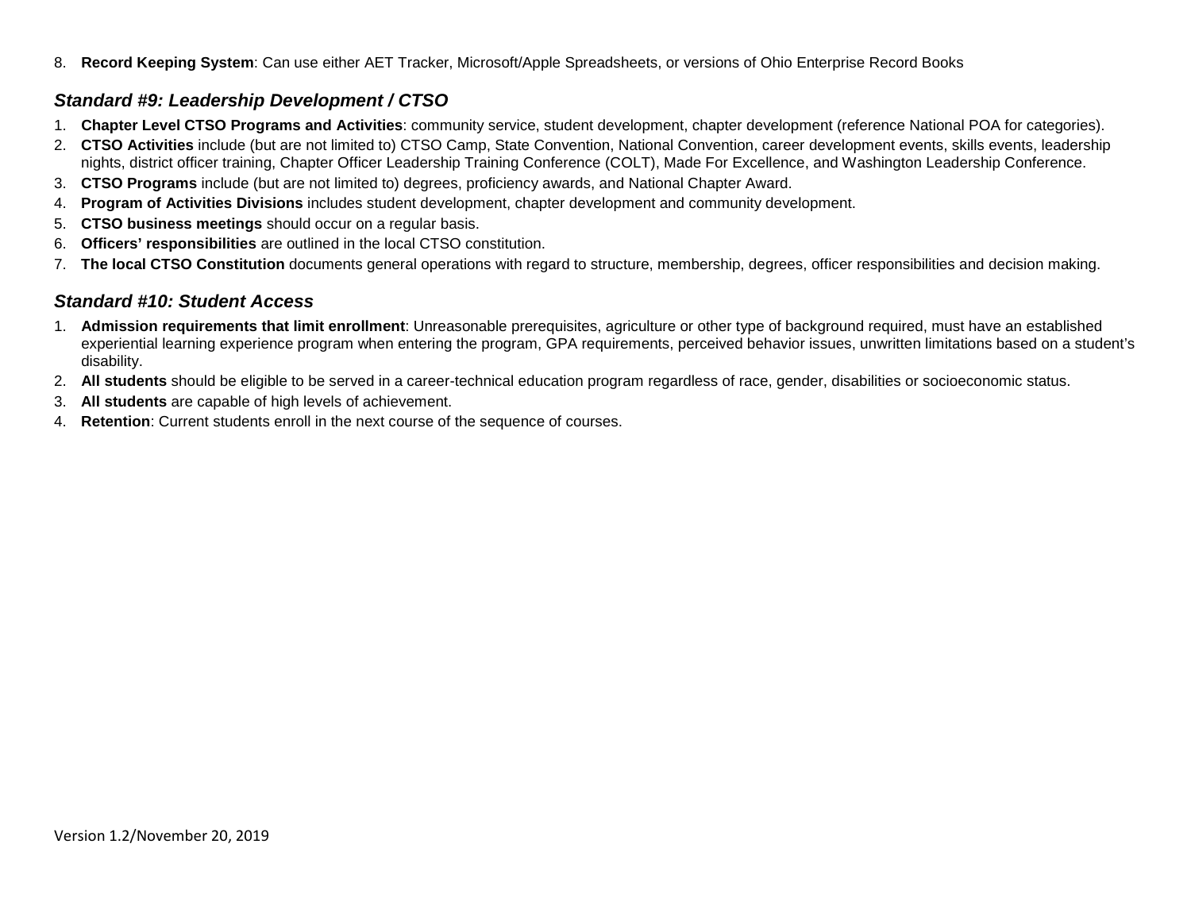8. **Record Keeping System**: Can use either AET Tracker, Microsoft/Apple Spreadsheets, or versions of Ohio Enterprise Record Books

### *Standard #9: Leadership Development / CTSO*

1. **Chapter Level CTSO Programs and Activities**: community service, student development, chapter development (reference National POA for categories).
2. **CTSO Activities** include (but are not limited to) CTSO Camp, State Convention, National Convention, career development events, skills events, leadership nights, district officer training, Chapter Officer Leadership Training Conference (COLT), Made For Excellence, and Washington Leadership Conference.
3. **CTSO Programs** include (but are not limited to) degrees, proficiency awards, and National Chapter Award.
4. **Program of Activities Divisions** includes student development, chapter development and community development.
5. **CTSO business meetings** should occur on a regular basis.
6. **Officers' responsibilities** are outlined in the local CTSO constitution.
7. **The local CTSO Constitution** documents general operations with regard to structure, membership, degrees, officer responsibilities and decision making.

### *Standard #10: Student Access*

1. **Admission requirements that limit enrollment**: Unreasonable prerequisites, agriculture or other type of background required, must have an established experiential learning experience program when entering the program, GPA requirements, perceived behavior issues, unwritten limitations based on a student's disability.
2. **All students** should be eligible to be served in a career-technical education program regardless of race, gender, disabilities or socioeconomic status.
3. **All students** are capable of high levels of achievement.
4. **Retention**: Current students enroll in the next course of the sequence of courses.

Version 1.2/November 20, 2019